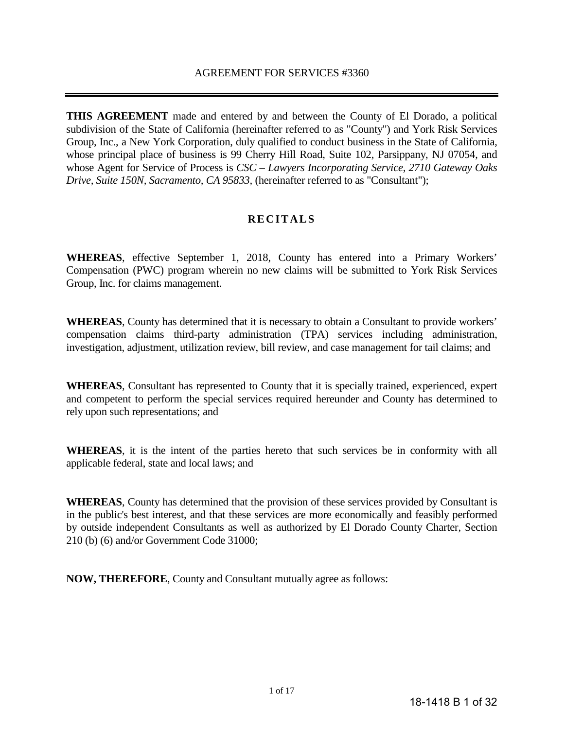AGREEMENT FOR SERVICES #3360

---

**THIS AGREEMENT** made and entered by and between the County of El Dorado, a political subdivision of the State of California (hereinafter referred to as "County") and York Risk Services Group, Inc., a New York Corporation, duly qualified to conduct business in the State of California, whose principal place of business is 99 Cherry Hill Road, Suite 102, Parsippany, NJ 07054, and whose Agent for Service of Process is *CSC – Lawyers Incorporating Service, 2710 Gateway Oaks Drive, Suite 150N, Sacramento, CA 95833*, (hereinafter referred to as "Consultant");

## RECITALS

**WHEREAS**, effective September 1, 2018, County has entered into a Primary Workers' Compensation (PWC) program wherein no new claims will be submitted to York Risk Services Group, Inc. for claims management.

**WHEREAS**, County has determined that it is necessary to obtain a Consultant to provide workers' compensation claims third-party administration (TPA) services including administration, investigation, adjustment, utilization review, bill review, and case management for tail claims; and

**WHEREAS**, Consultant has represented to County that it is specially trained, experienced, expert and competent to perform the special services required hereunder and County has determined to rely upon such representations; and

**WHEREAS**, it is the intent of the parties hereto that such services be in conformity with all applicable federal, state and local laws; and

**WHEREAS**, County has determined that the provision of these services provided by Consultant is in the public's best interest, and that these services are more economically and feasibly performed by outside independent Consultants as well as authorized by El Dorado County Charter, Section 210 (b) (6) and/or Government Code 31000;

**NOW, THEREFORE**, County and Consultant mutually agree as follows: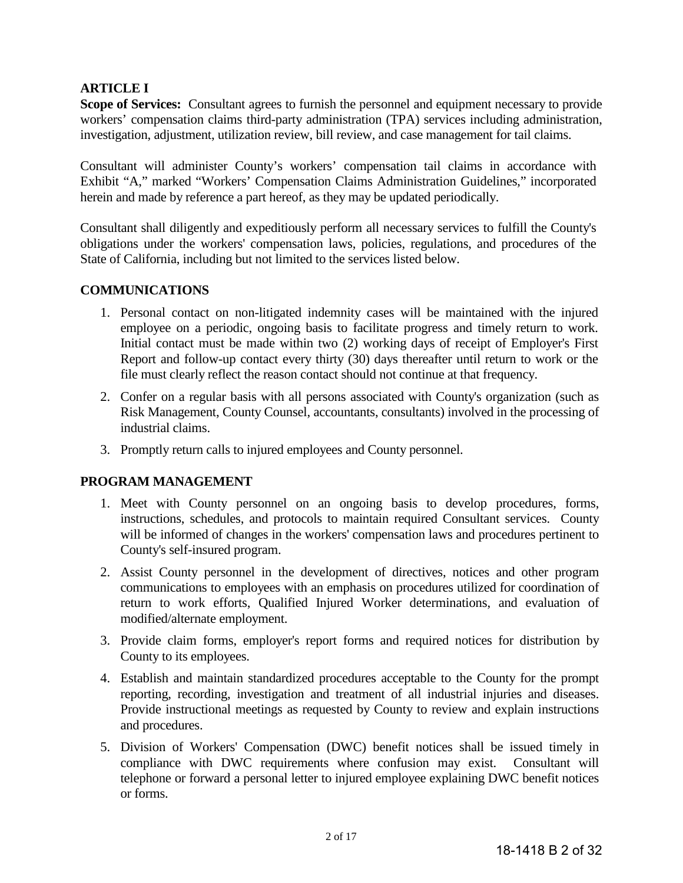## ARTICLE I

**Scope of Services:** Consultant agrees to furnish the personnel and equipment necessary to provide workers' compensation claims third-party administration (TPA) services including administration, investigation, adjustment, utilization review, bill review, and case management for tail claims.

Consultant will administer County's workers' compensation tail claims in accordance with Exhibit "A," marked "Workers' Compensation Claims Administration Guidelines," incorporated herein and made by reference a part hereof, as they may be updated periodically.

Consultant shall diligently and expeditiously perform all necessary services to fulfill the County's obligations under the workers' compensation laws, policies, regulations, and procedures of the State of California, including but not limited to the services listed below.

### COMMUNICATIONS

1. Personal contact on non-litigated indemnity cases will be maintained with the injured employee on a periodic, ongoing basis to facilitate progress and timely return to work. Initial contact must be made within two (2) working days of receipt of Employer's First Report and follow-up contact every thirty (30) days thereafter until return to work or the file must clearly reflect the reason contact should not continue at that frequency.
2. Confer on a regular basis with all persons associated with County's organization (such as Risk Management, County Counsel, accountants, consultants) involved in the processing of industrial claims.
3. Promptly return calls to injured employees and County personnel.

### PROGRAM MANAGEMENT

1. Meet with County personnel on an ongoing basis to develop procedures, forms, instructions, schedules, and protocols to maintain required Consultant services. County will be informed of changes in the workers' compensation laws and procedures pertinent to County's self-insured program.
2. Assist County personnel in the development of directives, notices and other program communications to employees with an emphasis on procedures utilized for coordination of return to work efforts, Qualified Injured Worker determinations, and evaluation of modified/alternate employment.
3. Provide claim forms, employer's report forms and required notices for distribution by County to its employees.
4. Establish and maintain standardized procedures acceptable to the County for the prompt reporting, recording, investigation and treatment of all industrial injuries and diseases. Provide instructional meetings as requested by County to review and explain instructions and procedures.
5. Division of Workers' Compensation (DWC) benefit notices shall be issued timely in compliance with DWC requirements where confusion may exist. Consultant will telephone or forward a personal letter to injured employee explaining DWC benefit notices or forms.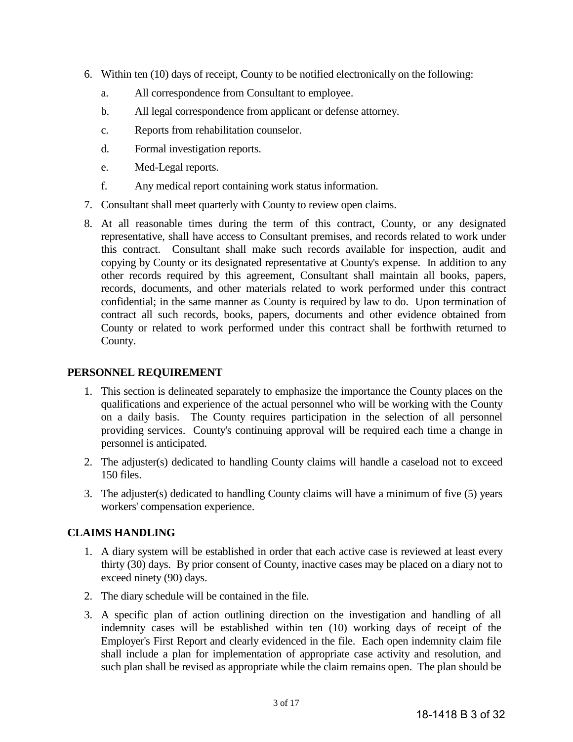6. Within ten (10) days of receipt, County to be notified electronically on the following:
   a. All correspondence from Consultant to employee.
   b. All legal correspondence from applicant or defense attorney.
   c. Reports from rehabilitation counselor.
   d. Formal investigation reports.
   e. Med-Legal reports.
   f. Any medical report containing work status information.
7. Consultant shall meet quarterly with County to review open claims.
8. At all reasonable times during the term of this contract, County, or any designated representative, shall have access to Consultant premises, and records related to work under this contract. Consultant shall make such records available for inspection, audit and copying by County or its designated representative at County's expense. In addition to any other records required by this agreement, Consultant shall maintain all books, papers, records, documents, and other materials related to work performed under this contract confidential; in the same manner as County is required by law to do. Upon termination of contract all such records, books, papers, documents and other evidence obtained from County or related to work performed under this contract shall be forthwith returned to County.

**PERSONNEL REQUIREMENT**

1. This section is delineated separately to emphasize the importance the County places on the qualifications and experience of the actual personnel who will be working with the County on a daily basis. The County requires participation in the selection of all personnel providing services. County's continuing approval will be required each time a change in personnel is anticipated.
2. The adjuster(s) dedicated to handling County claims will handle a caseload not to exceed 150 files.
3. The adjuster(s) dedicated to handling County claims will have a minimum of five (5) years workers' compensation experience.

**CLAIMS HANDLING**

1. A diary system will be established in order that each active case is reviewed at least every thirty (30) days. By prior consent of County, inactive cases may be placed on a diary not to exceed ninety (90) days.
2. The diary schedule will be contained in the file.
3. A specific plan of action outlining direction on the investigation and handling of all indemnity cases will be established within ten (10) working days of receipt of the Employer's First Report and clearly evidenced in the file. Each open indemnity claim file shall include a plan for implementation of appropriate case activity and resolution, and such plan shall be revised as appropriate while the claim remains open. The plan should be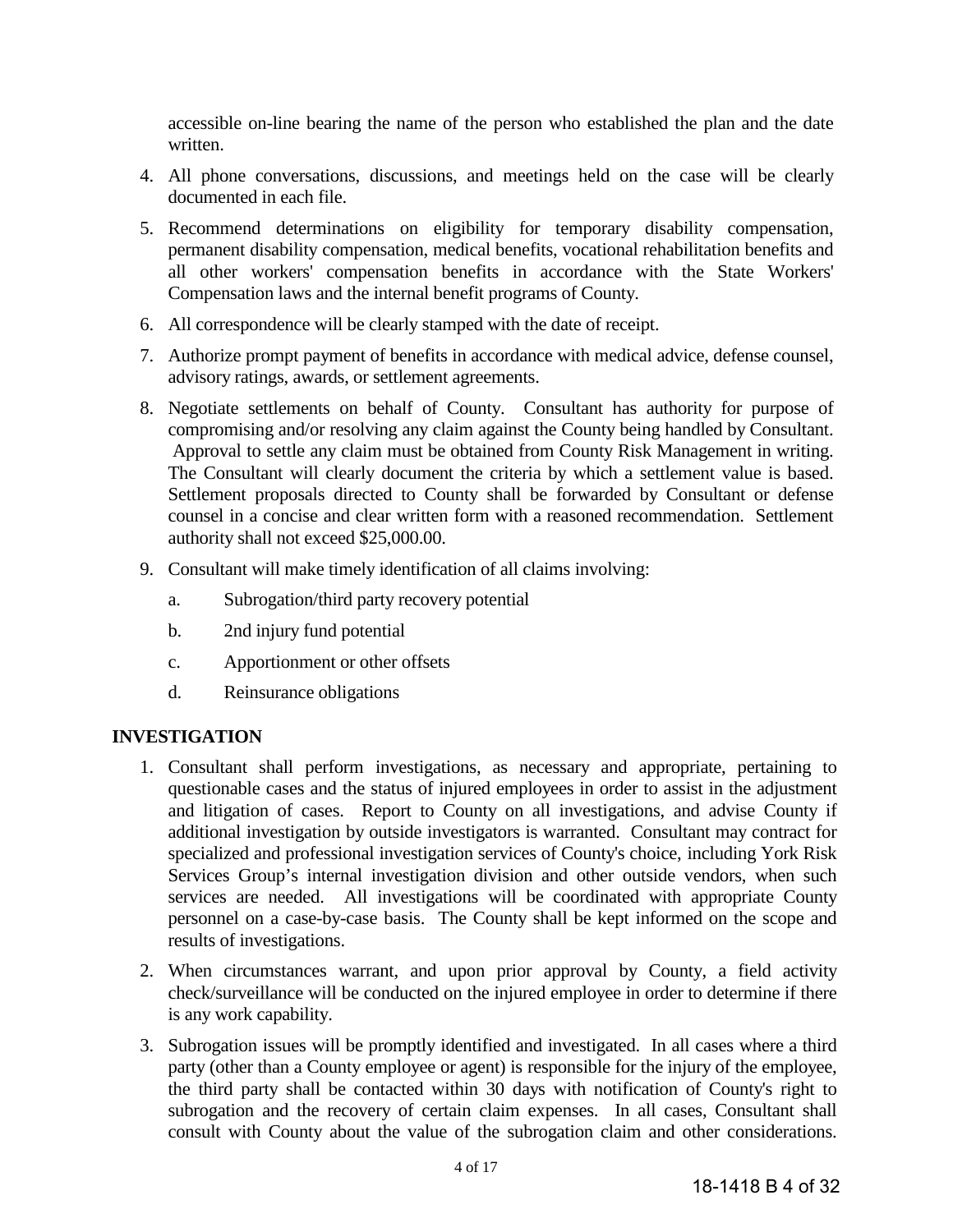accessible on-line bearing the name of the person who established the plan and the date written.

4. All phone conversations, discussions, and meetings held on the case will be clearly documented in each file.

5. Recommend determinations on eligibility for temporary disability compensation, permanent disability compensation, medical benefits, vocational rehabilitation benefits and all other workers' compensation benefits in accordance with the State Workers' Compensation laws and the internal benefit programs of County.

6. All correspondence will be clearly stamped with the date of receipt.

7. Authorize prompt payment of benefits in accordance with medical advice, defense counsel, advisory ratings, awards, or settlement agreements.

8. Negotiate settlements on behalf of County. Consultant has authority for purpose of compromising and/or resolving any claim against the County being handled by Consultant. Approval to settle any claim must be obtained from County Risk Management in writing. The Consultant will clearly document the criteria by which a settlement value is based. Settlement proposals directed to County shall be forwarded by Consultant or defense counsel in a concise and clear written form with a reasoned recommendation. Settlement authority shall not exceed $25,000.00.

9. Consultant will make timely identification of all claims involving:
   a. Subrogation/third party recovery potential
   b. 2nd injury fund potential
   c. Apportionment or other offsets
   d. Reinsurance obligations

## INVESTIGATION

1. Consultant shall perform investigations, as necessary and appropriate, pertaining to questionable cases and the status of injured employees in order to assist in the adjustment and litigation of cases. Report to County on all investigations, and advise County if additional investigation by outside investigators is warranted. Consultant may contract for specialized and professional investigation services of County's choice, including York Risk Services Group's internal investigation division and other outside vendors, when such services are needed. All investigations will be coordinated with appropriate County personnel on a case-by-case basis. The County shall be kept informed on the scope and results of investigations.

2. When circumstances warrant, and upon prior approval by County, a field activity check/surveillance will be conducted on the injured employee in order to determine if there is any work capability.

3. Subrogation issues will be promptly identified and investigated. In all cases where a third party (other than a County employee or agent) is responsible for the injury of the employee, the third party shall be contacted within 30 days with notification of County's right to subrogation and the recovery of certain claim expenses. In all cases, Consultant shall consult with County about the value of the subrogation claim and other considerations.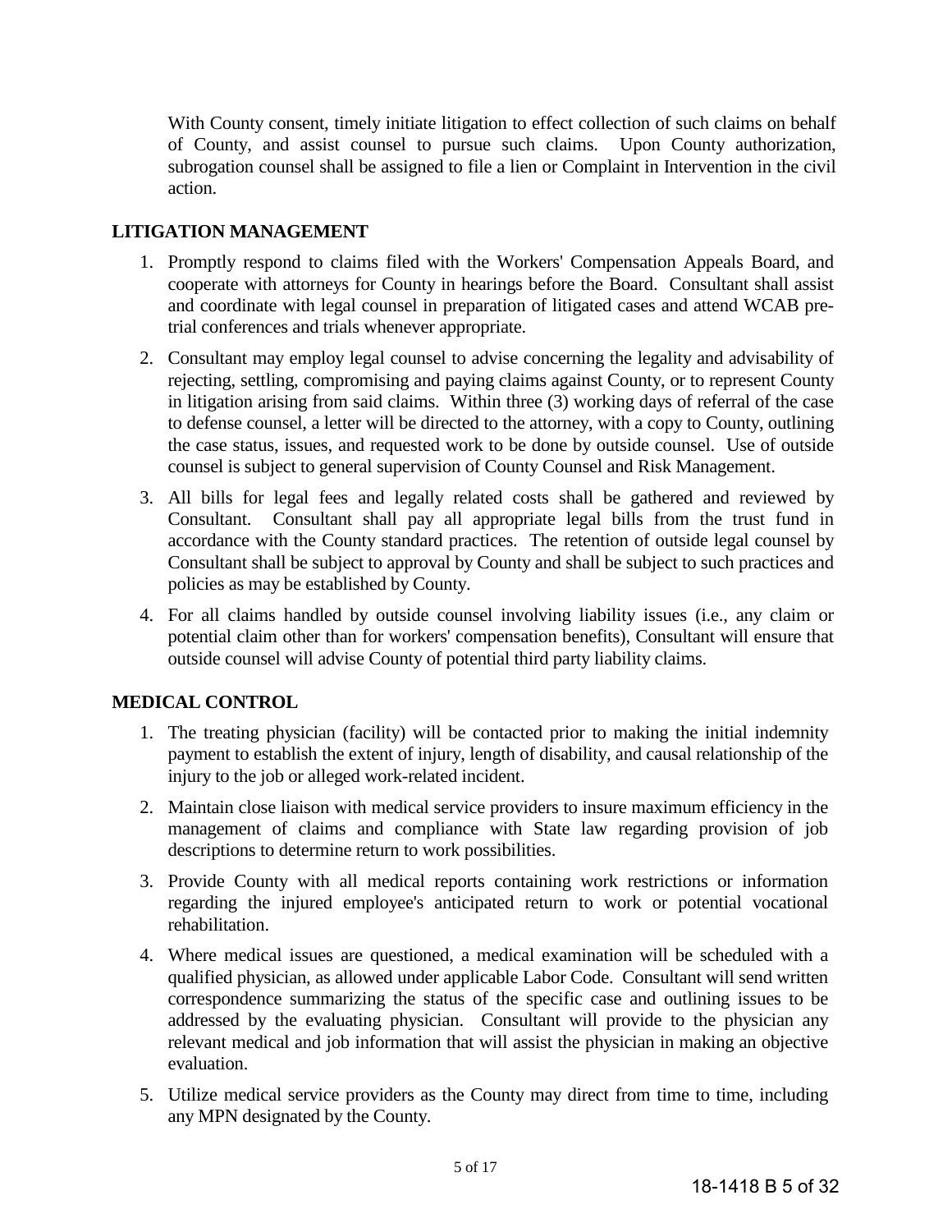With County consent, timely initiate litigation to effect collection of such claims on behalf of County, and assist counsel to pursue such claims. Upon County authorization, subrogation counsel shall be assigned to file a lien or Complaint in Intervention in the civil action.

## LITIGATION MANAGEMENT

1. Promptly respond to claims filed with the Workers' Compensation Appeals Board, and cooperate with attorneys for County in hearings before the Board. Consultant shall assist and coordinate with legal counsel in preparation of litigated cases and attend WCAB pre-trial conferences and trials whenever appropriate.
2. Consultant may employ legal counsel to advise concerning the legality and advisability of rejecting, settling, compromising and paying claims against County, or to represent County in litigation arising from said claims. Within three (3) working days of referral of the case to defense counsel, a letter will be directed to the attorney, with a copy to County, outlining the case status, issues, and requested work to be done by outside counsel. Use of outside counsel is subject to general supervision of County Counsel and Risk Management.
3. All bills for legal fees and legally related costs shall be gathered and reviewed by Consultant. Consultant shall pay all appropriate legal bills from the trust fund in accordance with the County standard practices. The retention of outside legal counsel by Consultant shall be subject to approval by County and shall be subject to such practices and policies as may be established by County.
4. For all claims handled by outside counsel involving liability issues (i.e., any claim or potential claim other than for workers' compensation benefits), Consultant will ensure that outside counsel will advise County of potential third party liability claims.

## MEDICAL CONTROL

1. The treating physician (facility) will be contacted prior to making the initial indemnity payment to establish the extent of injury, length of disability, and causal relationship of the injury to the job or alleged work-related incident.
2. Maintain close liaison with medical service providers to insure maximum efficiency in the management of claims and compliance with State law regarding provision of job descriptions to determine return to work possibilities.
3. Provide County with all medical reports containing work restrictions or information regarding the injured employee's anticipated return to work or potential vocational rehabilitation.
4. Where medical issues are questioned, a medical examination will be scheduled with a qualified physician, as allowed under applicable Labor Code. Consultant will send written correspondence summarizing the status of the specific case and outlining issues to be addressed by the evaluating physician. Consultant will provide to the physician any relevant medical and job information that will assist the physician in making an objective evaluation.
5. Utilize medical service providers as the County may direct from time to time, including any MPN designated by the County.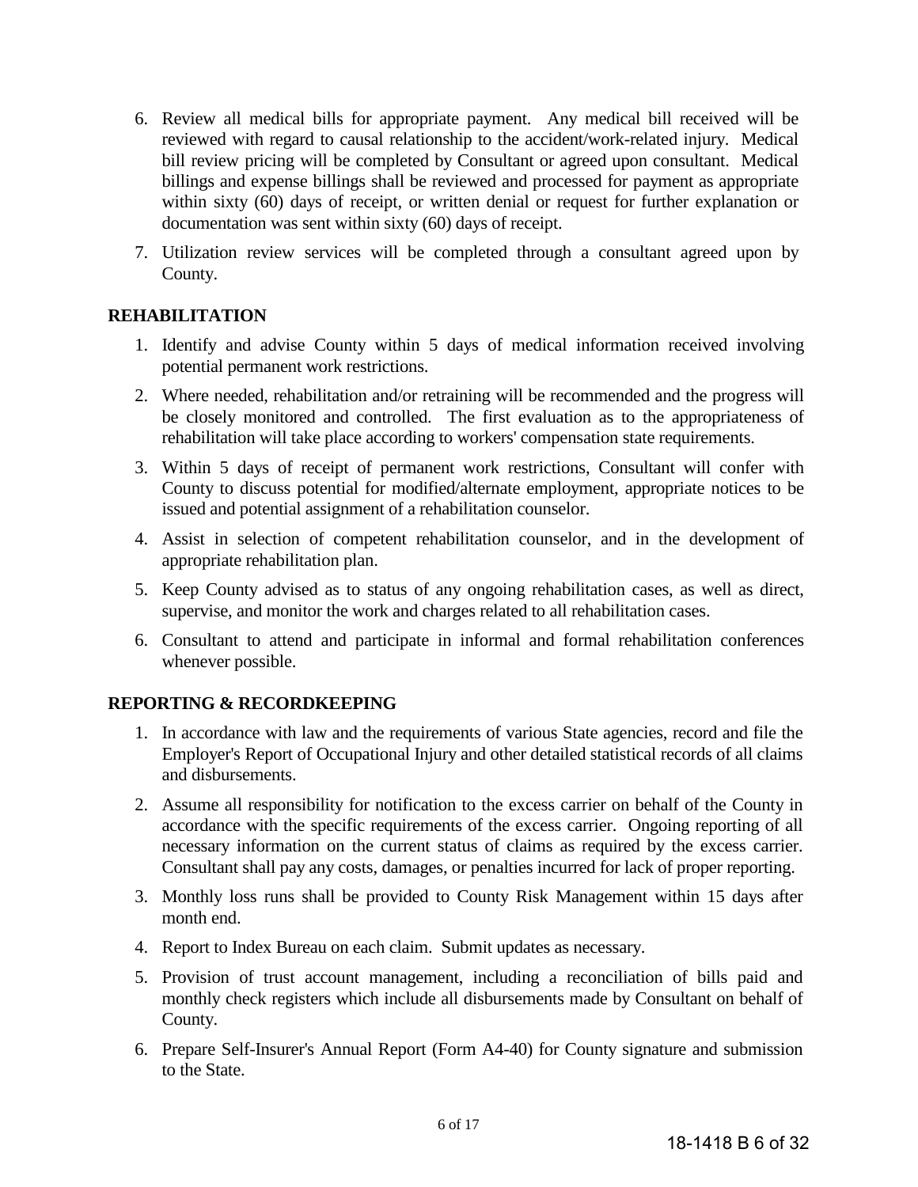6. Review all medical bills for appropriate payment. Any medical bill received will be reviewed with regard to causal relationship to the accident/work-related injury. Medical bill review pricing will be completed by Consultant or agreed upon consultant. Medical billings and expense billings shall be reviewed and processed for payment as appropriate within sixty (60) days of receipt, or written denial or request for further explanation or documentation was sent within sixty (60) days of receipt.
7. Utilization review services will be completed through a consultant agreed upon by County.

## REHABILITATION

1. Identify and advise County within 5 days of medical information received involving potential permanent work restrictions.
2. Where needed, rehabilitation and/or retraining will be recommended and the progress will be closely monitored and controlled. The first evaluation as to the appropriateness of rehabilitation will take place according to workers' compensation state requirements.
3. Within 5 days of receipt of permanent work restrictions, Consultant will confer with County to discuss potential for modified/alternate employment, appropriate notices to be issued and potential assignment of a rehabilitation counselor.
4. Assist in selection of competent rehabilitation counselor, and in the development of appropriate rehabilitation plan.
5. Keep County advised as to status of any ongoing rehabilitation cases, as well as direct, supervise, and monitor the work and charges related to all rehabilitation cases.
6. Consultant to attend and participate in informal and formal rehabilitation conferences whenever possible.

## REPORTING & RECORDKEEPING

1. In accordance with law and the requirements of various State agencies, record and file the Employer's Report of Occupational Injury and other detailed statistical records of all claims and disbursements.
2. Assume all responsibility for notification to the excess carrier on behalf of the County in accordance with the specific requirements of the excess carrier. Ongoing reporting of all necessary information on the current status of claims as required by the excess carrier. Consultant shall pay any costs, damages, or penalties incurred for lack of proper reporting.
3. Monthly loss runs shall be provided to County Risk Management within 15 days after month end.
4. Report to Index Bureau on each claim. Submit updates as necessary.
5. Provision of trust account management, including a reconciliation of bills paid and monthly check registers which include all disbursements made by Consultant on behalf of County.
6. Prepare Self-Insurer's Annual Report (Form A4-40) for County signature and submission to the State.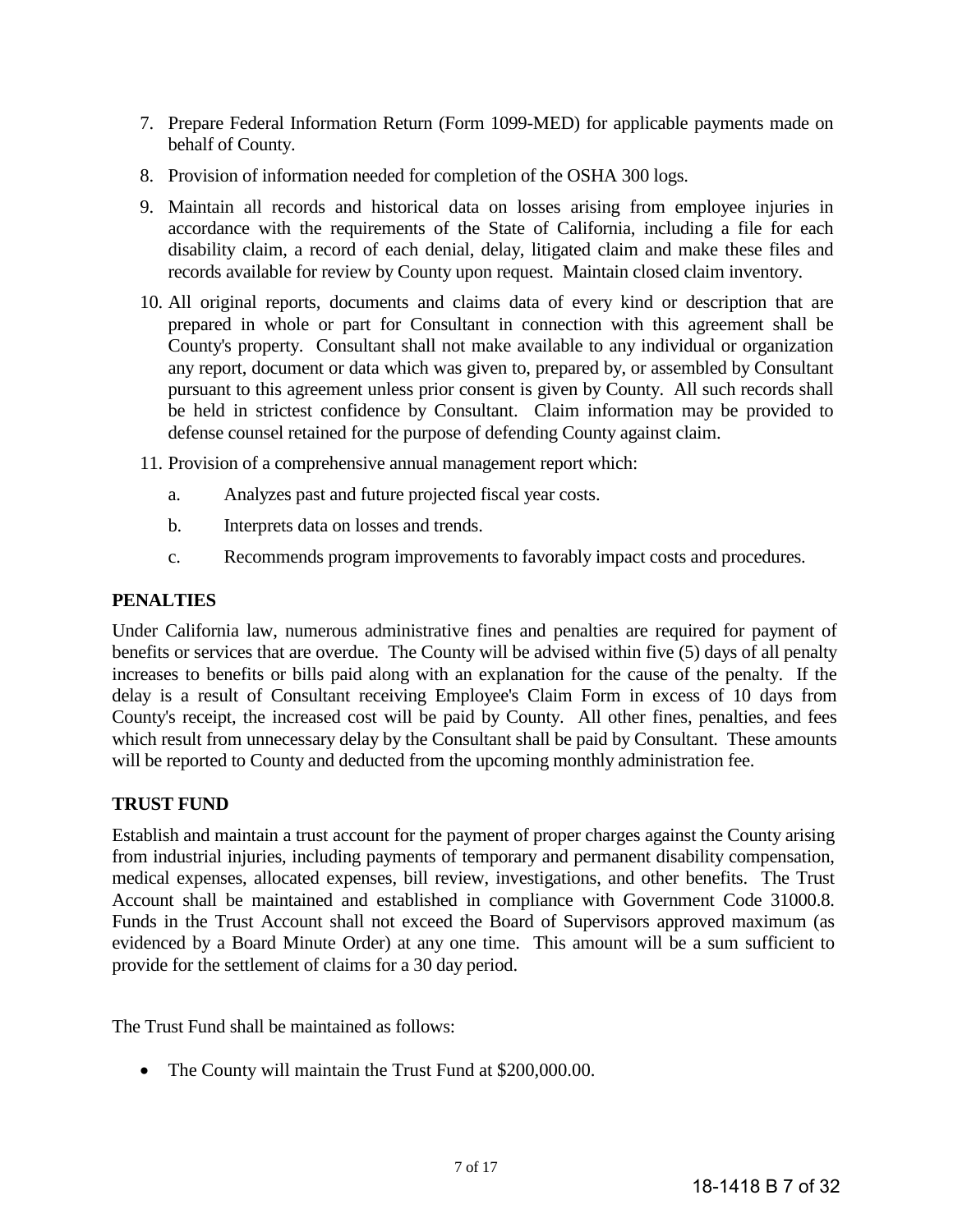7. Prepare Federal Information Return (Form 1099-MED) for applicable payments made on behalf of County.
8. Provision of information needed for completion of the OSHA 300 logs.
9. Maintain all records and historical data on losses arising from employee injuries in accordance with the requirements of the State of California, including a file for each disability claim, a record of each denial, delay, litigated claim and make these files and records available for review by County upon request. Maintain closed claim inventory.
10. All original reports, documents and claims data of every kind or description that are prepared in whole or part for Consultant in connection with this agreement shall be County's property. Consultant shall not make available to any individual or organization any report, document or data which was given to, prepared by, or assembled by Consultant pursuant to this agreement unless prior consent is given by County. All such records shall be held in strictest confidence by Consultant. Claim information may be provided to defense counsel retained for the purpose of defending County against claim.
11. Provision of a comprehensive annual management report which:
    a. Analyzes past and future projected fiscal year costs.
    b. Interprets data on losses and trends.
    c. Recommends program improvements to favorably impact costs and procedures.

**PENALTIES**

Under California law, numerous administrative fines and penalties are required for payment of benefits or services that are overdue. The County will be advised within five (5) days of all penalty increases to benefits or bills paid along with an explanation for the cause of the penalty. If the delay is a result of Consultant receiving Employee's Claim Form in excess of 10 days from County's receipt, the increased cost will be paid by County. All other fines, penalties, and fees which result from unnecessary delay by the Consultant shall be paid by Consultant. These amounts will be reported to County and deducted from the upcoming monthly administration fee.

**TRUST FUND**

Establish and maintain a trust account for the payment of proper charges against the County arising from industrial injuries, including payments of temporary and permanent disability compensation, medical expenses, allocated expenses, bill review, investigations, and other benefits. The Trust Account shall be maintained and established in compliance with Government Code 31000.8. Funds in the Trust Account shall not exceed the Board of Supervisors approved maximum (as evidenced by a Board Minute Order) at any one time. This amount will be a sum sufficient to provide for the settlement of claims for a 30 day period.

The Trust Fund shall be maintained as follows:

- The County will maintain the Trust Fund at $200,000.00.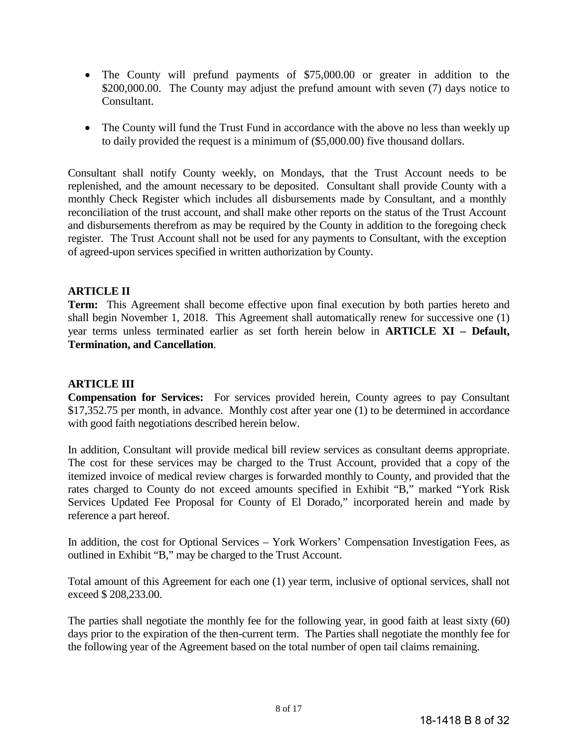- The County will prefund payments of $75,000.00 or greater in addition to the $200,000.00. The County may adjust the prefund amount with seven (7) days notice to Consultant.
- The County will fund the Trust Fund in accordance with the above no less than weekly up to daily provided the request is a minimum of ($5,000.00) five thousand dollars.

Consultant shall notify County weekly, on Mondays, that the Trust Account needs to be replenished, and the amount necessary to be deposited. Consultant shall provide County with a monthly Check Register which includes all disbursements made by Consultant, and a monthly reconciliation of the trust account, and shall make other reports on the status of the Trust Account and disbursements therefrom as may be required by the County in addition to the foregoing check register. The Trust Account shall not be used for any payments to Consultant, with the exception of agreed-upon services specified in written authorization by County.

**ARTICLE II**

**Term:** This Agreement shall become effective upon final execution by both parties hereto and shall begin November 1, 2018. This Agreement shall automatically renew for successive one (1) year terms unless terminated earlier as set forth herein below in **ARTICLE XI – Default, Termination, and Cancellation**.

**ARTICLE III**

**Compensation for Services:** For services provided herein, County agrees to pay Consultant $17,352.75 per month, in advance. Monthly cost after year one (1) to be determined in accordance with good faith negotiations described herein below.

In addition, Consultant will provide medical bill review services as consultant deems appropriate. The cost for these services may be charged to the Trust Account, provided that a copy of the itemized invoice of medical review charges is forwarded monthly to County, and provided that the rates charged to County do not exceed amounts specified in Exhibit "B," marked "York Risk Services Updated Fee Proposal for County of El Dorado," incorporated herein and made by reference a part hereof.

In addition, the cost for Optional Services – York Workers' Compensation Investigation Fees, as outlined in Exhibit "B," may be charged to the Trust Account.

Total amount of this Agreement for each one (1) year term, inclusive of optional services, shall not exceed $ 208,233.00.

The parties shall negotiate the monthly fee for the following year, in good faith at least sixty (60) days prior to the expiration of the then-current term. The Parties shall negotiate the monthly fee for the following year of the Agreement based on the total number of open tail claims remaining.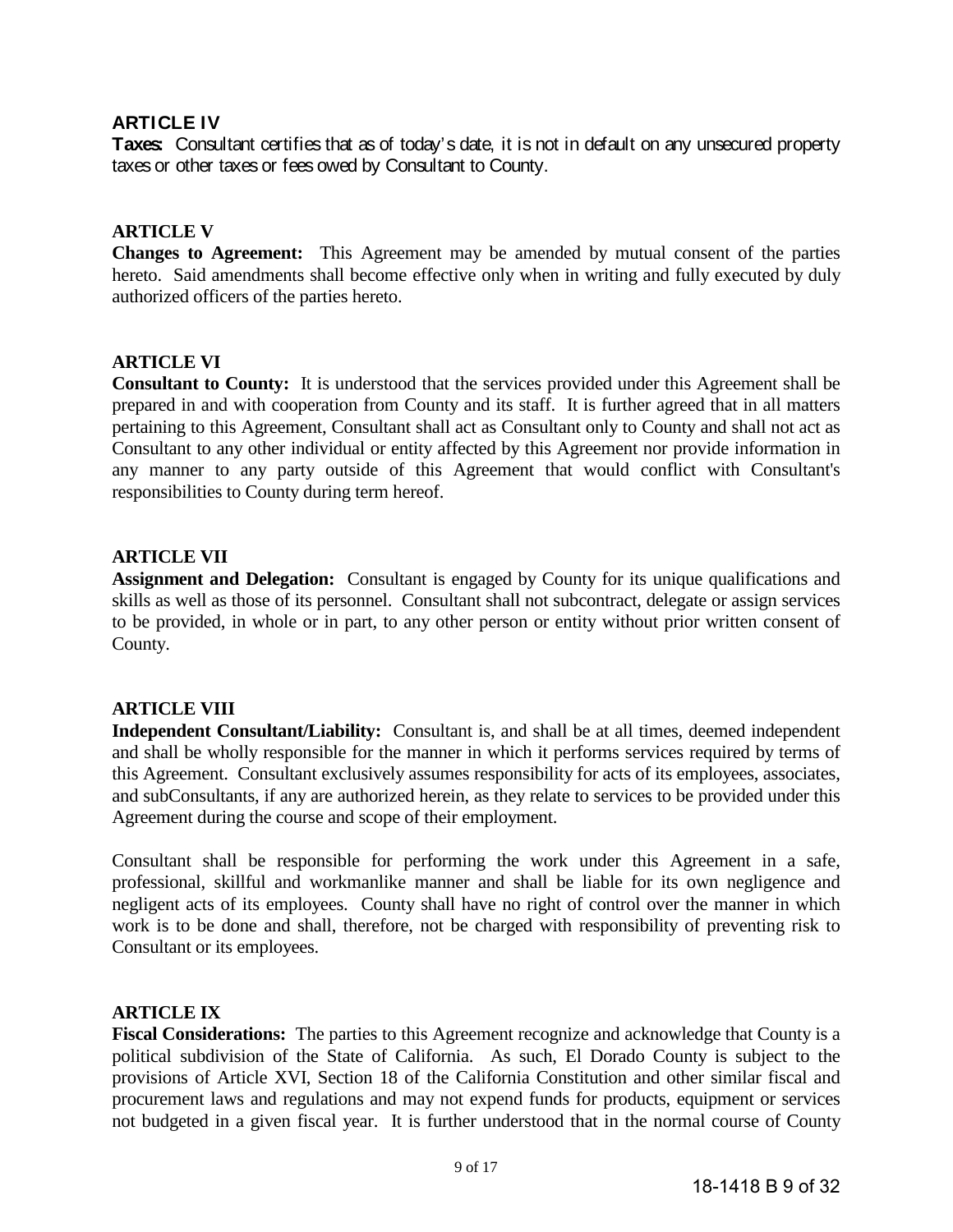### ARTICLE IV

**Taxes:** Consultant certifies that as of today's date, it is not in default on any unsecured property taxes or other taxes or fees owed by Consultant to County.

### ARTICLE V

**Changes to Agreement:** This Agreement may be amended by mutual consent of the parties hereto. Said amendments shall become effective only when in writing and fully executed by duly authorized officers of the parties hereto.

### ARTICLE VI

**Consultant to County:** It is understood that the services provided under this Agreement shall be prepared in and with cooperation from County and its staff. It is further agreed that in all matters pertaining to this Agreement, Consultant shall act as Consultant only to County and shall not act as Consultant to any other individual or entity affected by this Agreement nor provide information in any manner to any party outside of this Agreement that would conflict with Consultant's responsibilities to County during term hereof.

### ARTICLE VII

**Assignment and Delegation:** Consultant is engaged by County for its unique qualifications and skills as well as those of its personnel. Consultant shall not subcontract, delegate or assign services to be provided, in whole or in part, to any other person or entity without prior written consent of County.

### ARTICLE VIII

**Independent Consultant/Liability:** Consultant is, and shall be at all times, deemed independent and shall be wholly responsible for the manner in which it performs services required by terms of this Agreement. Consultant exclusively assumes responsibility for acts of its employees, associates, and subConsultants, if any are authorized herein, as they relate to services to be provided under this Agreement during the course and scope of their employment.

Consultant shall be responsible for performing the work under this Agreement in a safe, professional, skillful and workmanlike manner and shall be liable for its own negligence and negligent acts of its employees. County shall have no right of control over the manner in which work is to be done and shall, therefore, not be charged with responsibility of preventing risk to Consultant or its employees.

### ARTICLE IX

**Fiscal Considerations:** The parties to this Agreement recognize and acknowledge that County is a political subdivision of the State of California. As such, El Dorado County is subject to the provisions of Article XVI, Section 18 of the California Constitution and other similar fiscal and procurement laws and regulations and may not expend funds for products, equipment or services not budgeted in a given fiscal year. It is further understood that in the normal course of County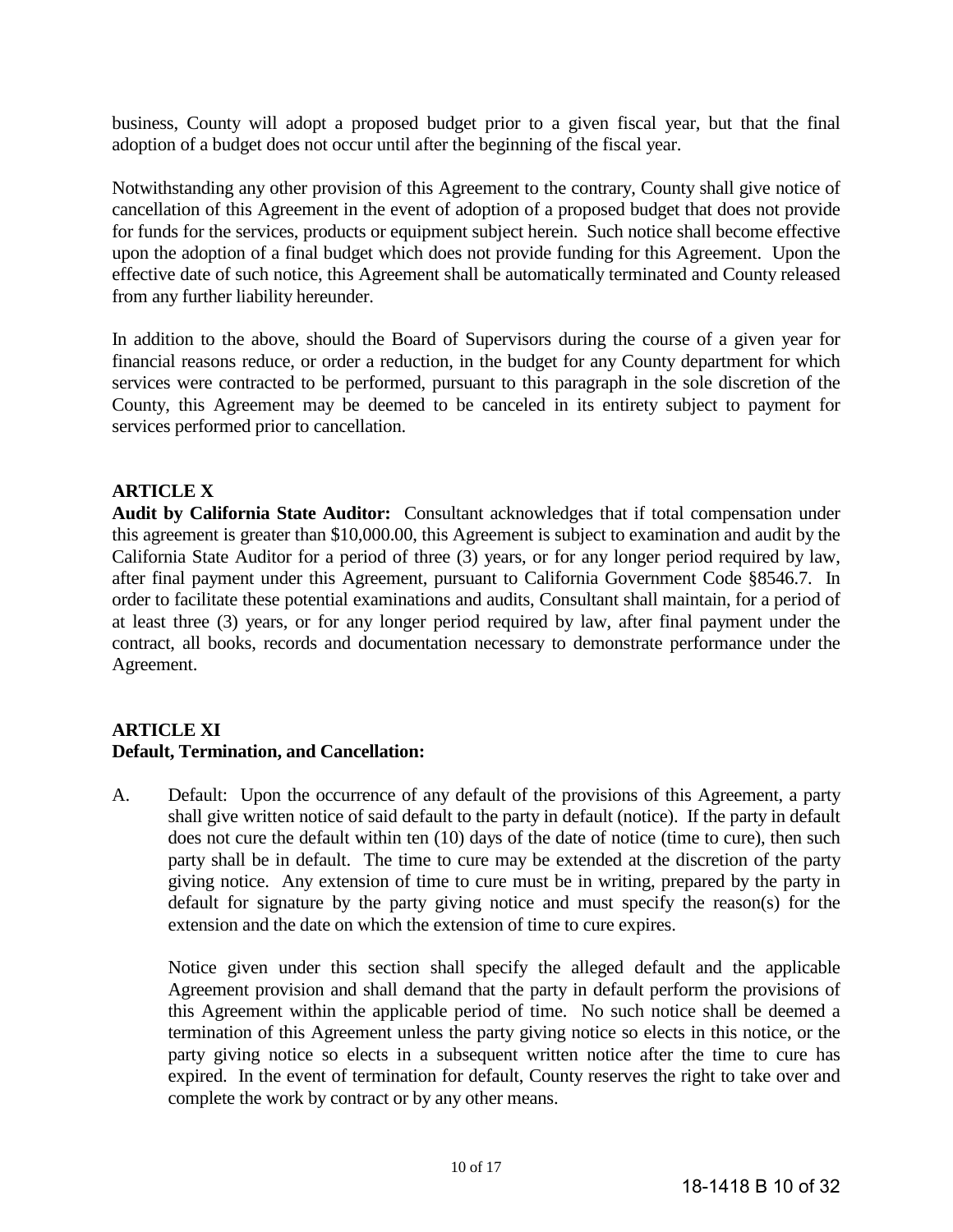business, County will adopt a proposed budget prior to a given fiscal year, but that the final adoption of a budget does not occur until after the beginning of the fiscal year.

Notwithstanding any other provision of this Agreement to the contrary, County shall give notice of cancellation of this Agreement in the event of adoption of a proposed budget that does not provide for funds for the services, products or equipment subject herein. Such notice shall become effective upon the adoption of a final budget which does not provide funding for this Agreement. Upon the effective date of such notice, this Agreement shall be automatically terminated and County released from any further liability hereunder.

In addition to the above, should the Board of Supervisors during the course of a given year for financial reasons reduce, or order a reduction, in the budget for any County department for which services were contracted to be performed, pursuant to this paragraph in the sole discretion of the County, this Agreement may be deemed to be canceled in its entirety subject to payment for services performed prior to cancellation.

**ARTICLE X**

**Audit by California State Auditor:** Consultant acknowledges that if total compensation under this agreement is greater than $10,000.00, this Agreement is subject to examination and audit by the California State Auditor for a period of three (3) years, or for any longer period required by law, after final payment under this Agreement, pursuant to California Government Code §8546.7. In order to facilitate these potential examinations and audits, Consultant shall maintain, for a period of at least three (3) years, or for any longer period required by law, after final payment under the contract, all books, records and documentation necessary to demonstrate performance under the Agreement.

**ARTICLE XI**

**Default, Termination, and Cancellation:**

A. Default: Upon the occurrence of any default of the provisions of this Agreement, a party shall give written notice of said default to the party in default (notice). If the party in default does not cure the default within ten (10) days of the date of notice (time to cure), then such party shall be in default. The time to cure may be extended at the discretion of the party giving notice. Any extension of time to cure must be in writing, prepared by the party in default for signature by the party giving notice and must specify the reason(s) for the extension and the date on which the extension of time to cure expires.

   Notice given under this section shall specify the alleged default and the applicable Agreement provision and shall demand that the party in default perform the provisions of this Agreement within the applicable period of time. No such notice shall be deemed a termination of this Agreement unless the party giving notice so elects in this notice, or the party giving notice so elects in a subsequent written notice after the time to cure has expired. In the event of termination for default, County reserves the right to take over and complete the work by contract or by any other means.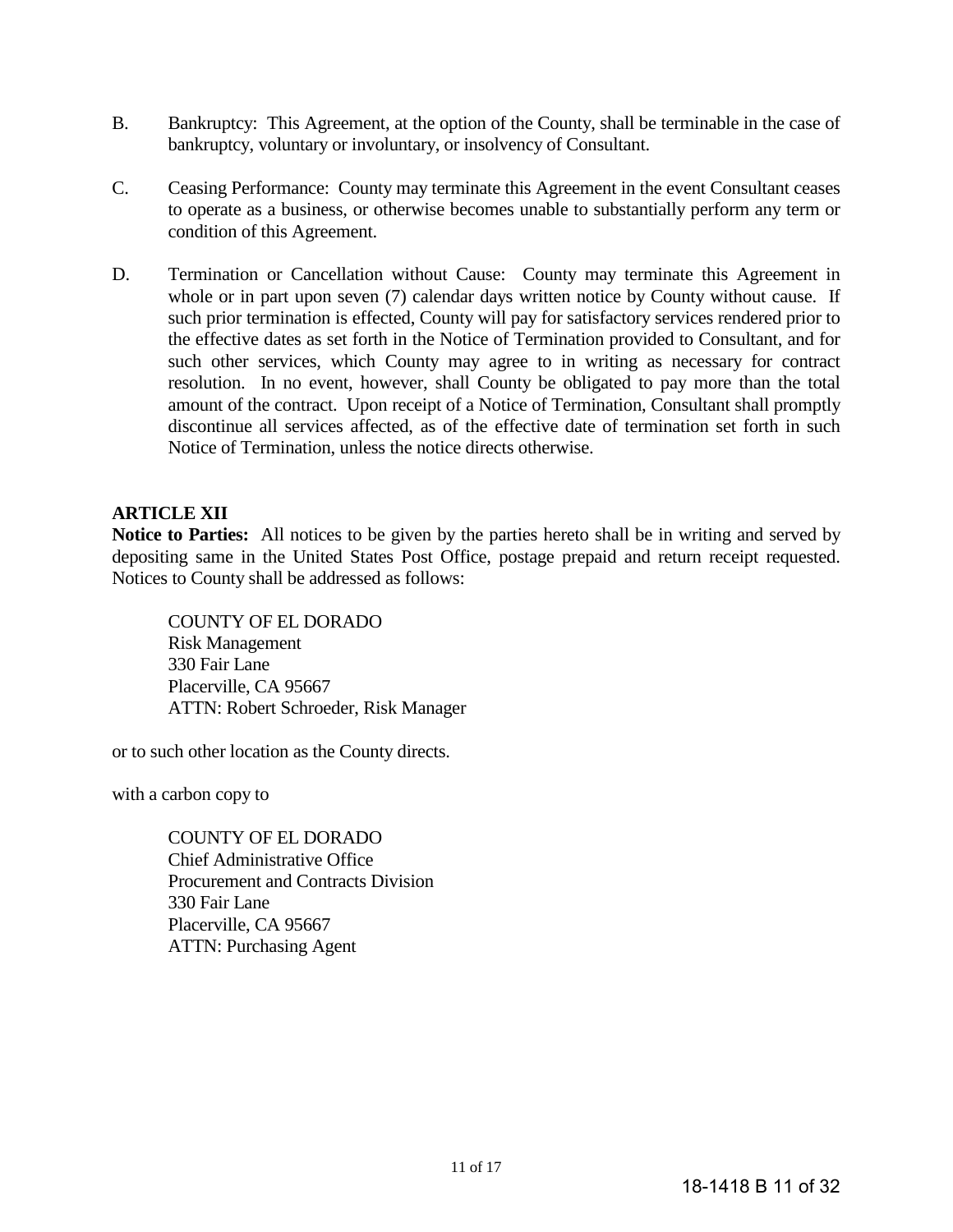B. Bankruptcy: This Agreement, at the option of the County, shall be terminable in the case of bankruptcy, voluntary or involuntary, or insolvency of Consultant.

C. Ceasing Performance: County may terminate this Agreement in the event Consultant ceases to operate as a business, or otherwise becomes unable to substantially perform any term or condition of this Agreement.

D. Termination or Cancellation without Cause: County may terminate this Agreement in whole or in part upon seven (7) calendar days written notice by County without cause. If such prior termination is effected, County will pay for satisfactory services rendered prior to the effective dates as set forth in the Notice of Termination provided to Consultant, and for such other services, which County may agree to in writing as necessary for contract resolution. In no event, however, shall County be obligated to pay more than the total amount of the contract. Upon receipt of a Notice of Termination, Consultant shall promptly discontinue all services affected, as of the effective date of termination set forth in such Notice of Termination, unless the notice directs otherwise.

**ARTICLE XII**

**Notice to Parties:** All notices to be given by the parties hereto shall be in writing and served by depositing same in the United States Post Office, postage prepaid and return receipt requested. Notices to County shall be addressed as follows:

COUNTY OF EL DORADO
Risk Management
330 Fair Lane
Placerville, CA 95667
ATTN: Robert Schroeder, Risk Manager

or to such other location as the County directs.

with a carbon copy to

COUNTY OF EL DORADO
Chief Administrative Office
Procurement and Contracts Division
330 Fair Lane
Placerville, CA 95667
ATTN: Purchasing Agent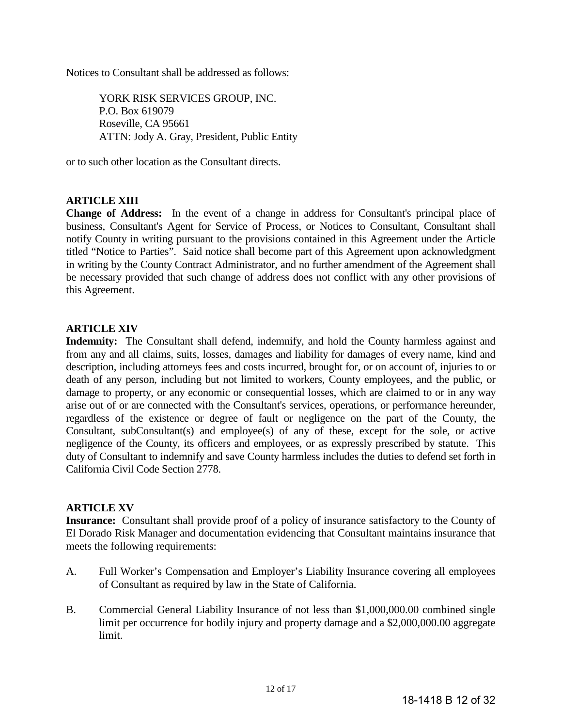Notices to Consultant shall be addressed as follows:

YORK RISK SERVICES GROUP, INC.
P.O. Box 619079
Roseville, CA 95661
ATTN: Jody A. Gray, President, Public Entity

or to such other location as the Consultant directs.

**ARTICLE XIII**

**Change of Address:** In the event of a change in address for Consultant's principal place of business, Consultant's Agent for Service of Process, or Notices to Consultant, Consultant shall notify County in writing pursuant to the provisions contained in this Agreement under the Article titled "Notice to Parties". Said notice shall become part of this Agreement upon acknowledgment in writing by the County Contract Administrator, and no further amendment of the Agreement shall be necessary provided that such change of address does not conflict with any other provisions of this Agreement.

**ARTICLE XIV**

**Indemnity:** The Consultant shall defend, indemnify, and hold the County harmless against and from any and all claims, suits, losses, damages and liability for damages of every name, kind and description, including attorneys fees and costs incurred, brought for, or on account of, injuries to or death of any person, including but not limited to workers, County employees, and the public, or damage to property, or any economic or consequential losses, which are claimed to or in any way arise out of or are connected with the Consultant's services, operations, or performance hereunder, regardless of the existence or degree of fault or negligence on the part of the County, the Consultant, subConsultant(s) and employee(s) of any of these, except for the sole, or active negligence of the County, its officers and employees, or as expressly prescribed by statute. This duty of Consultant to indemnify and save County harmless includes the duties to defend set forth in California Civil Code Section 2778.

**ARTICLE XV**

**Insurance:** Consultant shall provide proof of a policy of insurance satisfactory to the County of El Dorado Risk Manager and documentation evidencing that Consultant maintains insurance that meets the following requirements:

A. Full Worker's Compensation and Employer's Liability Insurance covering all employees of Consultant as required by law in the State of California.

B. Commercial General Liability Insurance of not less than $1,000,000.00 combined single limit per occurrence for bodily injury and property damage and a $2,000,000.00 aggregate limit.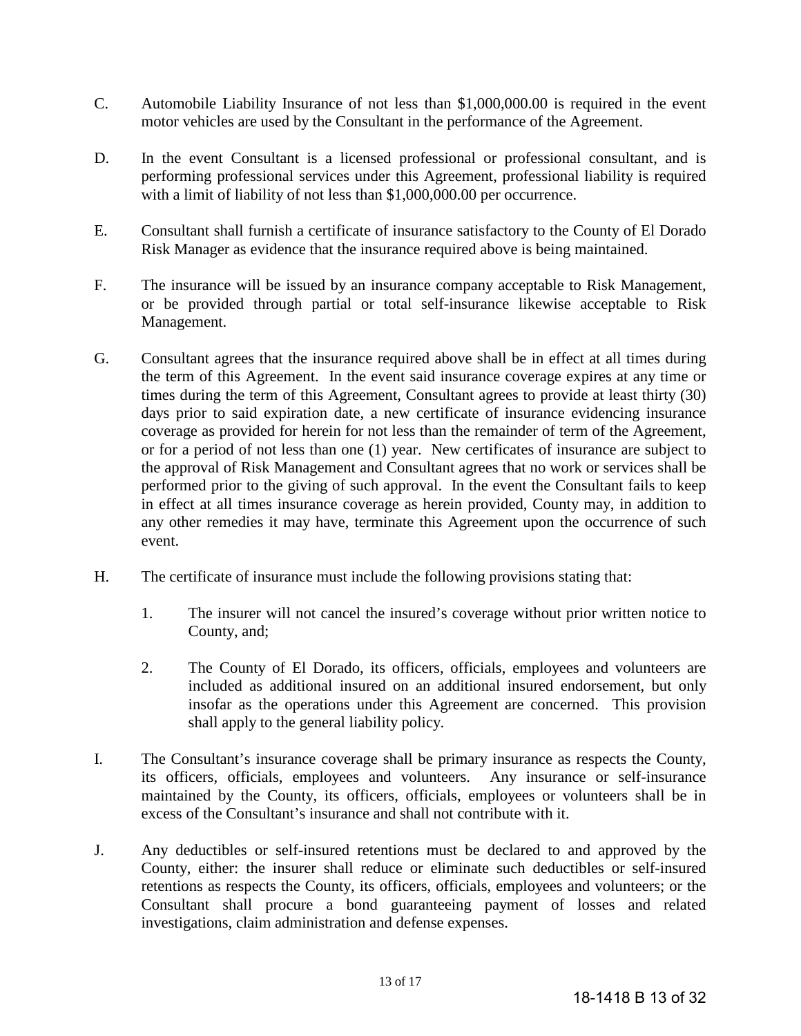C. Automobile Liability Insurance of not less than $1,000,000.00 is required in the event motor vehicles are used by the Consultant in the performance of the Agreement.

D. In the event Consultant is a licensed professional or professional consultant, and is performing professional services under this Agreement, professional liability is required with a limit of liability of not less than $1,000,000.00 per occurrence.

E. Consultant shall furnish a certificate of insurance satisfactory to the County of El Dorado Risk Manager as evidence that the insurance required above is being maintained.

F. The insurance will be issued by an insurance company acceptable to Risk Management, or be provided through partial or total self-insurance likewise acceptable to Risk Management.

G. Consultant agrees that the insurance required above shall be in effect at all times during the term of this Agreement. In the event said insurance coverage expires at any time or times during the term of this Agreement, Consultant agrees to provide at least thirty (30) days prior to said expiration date, a new certificate of insurance evidencing insurance coverage as provided for herein for not less than the remainder of term of the Agreement, or for a period of not less than one (1) year. New certificates of insurance are subject to the approval of Risk Management and Consultant agrees that no work or services shall be performed prior to the giving of such approval. In the event the Consultant fails to keep in effect at all times insurance coverage as herein provided, County may, in addition to any other remedies it may have, terminate this Agreement upon the occurrence of such event.

H. The certificate of insurance must include the following provisions stating that:

   1. The insurer will not cancel the insured's coverage without prior written notice to County, and;

   2. The County of El Dorado, its officers, officials, employees and volunteers are included as additional insured on an additional insured endorsement, but only insofar as the operations under this Agreement are concerned. This provision shall apply to the general liability policy.

I. The Consultant's insurance coverage shall be primary insurance as respects the County, its officers, officials, employees and volunteers. Any insurance or self-insurance maintained by the County, its officers, officials, employees or volunteers shall be in excess of the Consultant's insurance and shall not contribute with it.

J. Any deductibles or self-insured retentions must be declared to and approved by the County, either: the insurer shall reduce or eliminate such deductibles or self-insured retentions as respects the County, its officers, officials, employees and volunteers; or the Consultant shall procure a bond guaranteeing payment of losses and related investigations, claim administration and defense expenses.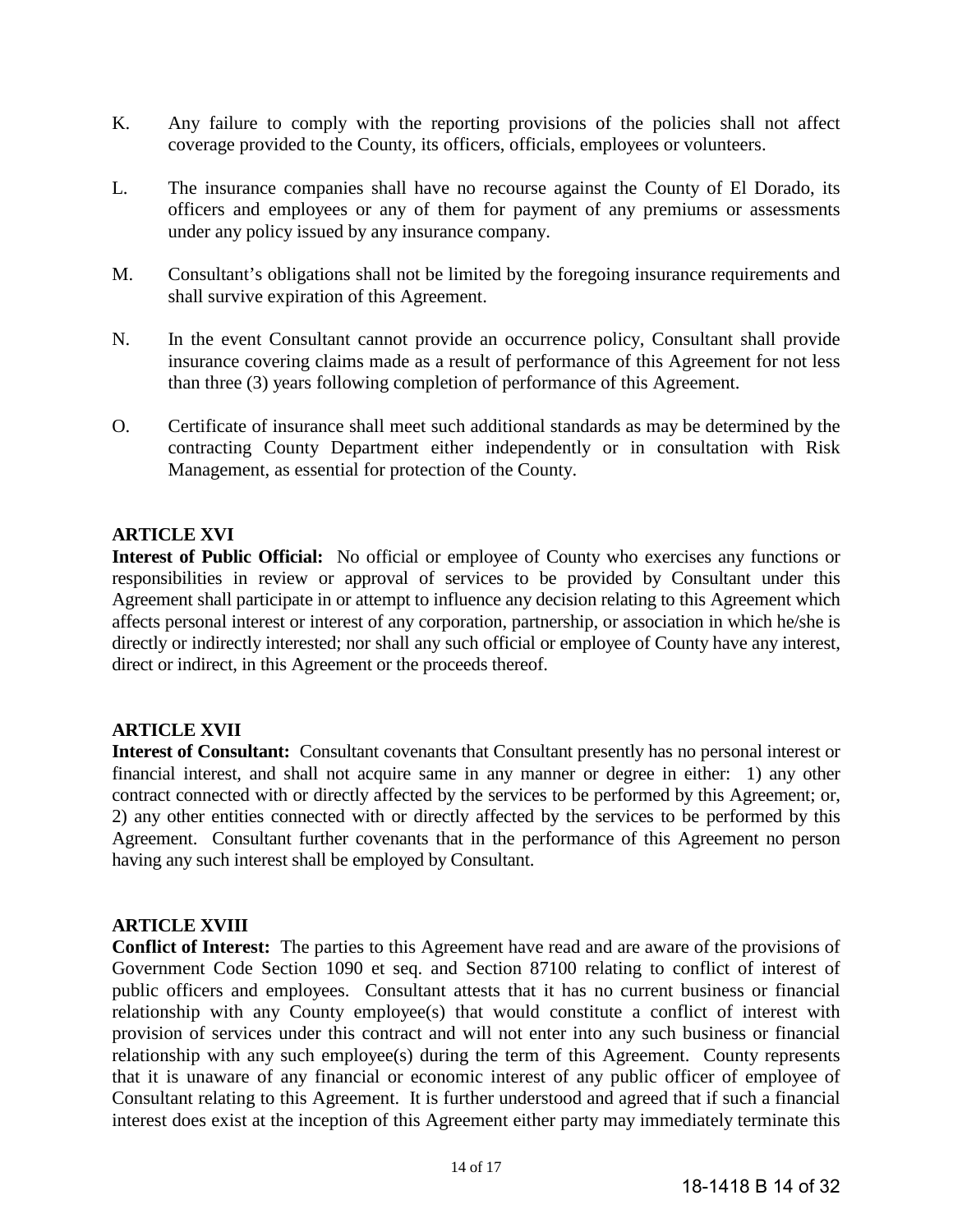K. Any failure to comply with the reporting provisions of the policies shall not affect coverage provided to the County, its officers, officials, employees or volunteers.

L. The insurance companies shall have no recourse against the County of El Dorado, its officers and employees or any of them for payment of any premiums or assessments under any policy issued by any insurance company.

M. Consultant's obligations shall not be limited by the foregoing insurance requirements and shall survive expiration of this Agreement.

N. In the event Consultant cannot provide an occurrence policy, Consultant shall provide insurance covering claims made as a result of performance of this Agreement for not less than three (3) years following completion of performance of this Agreement.

O. Certificate of insurance shall meet such additional standards as may be determined by the contracting County Department either independently or in consultation with Risk Management, as essential for protection of the County.

**ARTICLE XVI**

**Interest of Public Official:** No official or employee of County who exercises any functions or responsibilities in review or approval of services to be provided by Consultant under this Agreement shall participate in or attempt to influence any decision relating to this Agreement which affects personal interest or interest of any corporation, partnership, or association in which he/she is directly or indirectly interested; nor shall any such official or employee of County have any interest, direct or indirect, in this Agreement or the proceeds thereof.

**ARTICLE XVII**

**Interest of Consultant:** Consultant covenants that Consultant presently has no personal interest or financial interest, and shall not acquire same in any manner or degree in either: 1) any other contract connected with or directly affected by the services to be performed by this Agreement; or, 2) any other entities connected with or directly affected by the services to be performed by this Agreement. Consultant further covenants that in the performance of this Agreement no person having any such interest shall be employed by Consultant.

**ARTICLE XVIII**

**Conflict of Interest:** The parties to this Agreement have read and are aware of the provisions of Government Code Section 1090 et seq. and Section 87100 relating to conflict of interest of public officers and employees. Consultant attests that it has no current business or financial relationship with any County employee(s) that would constitute a conflict of interest with provision of services under this contract and will not enter into any such business or financial relationship with any such employee(s) during the term of this Agreement. County represents that it is unaware of any financial or economic interest of any public officer of employee of Consultant relating to this Agreement. It is further understood and agreed that if such a financial interest does exist at the inception of this Agreement either party may immediately terminate this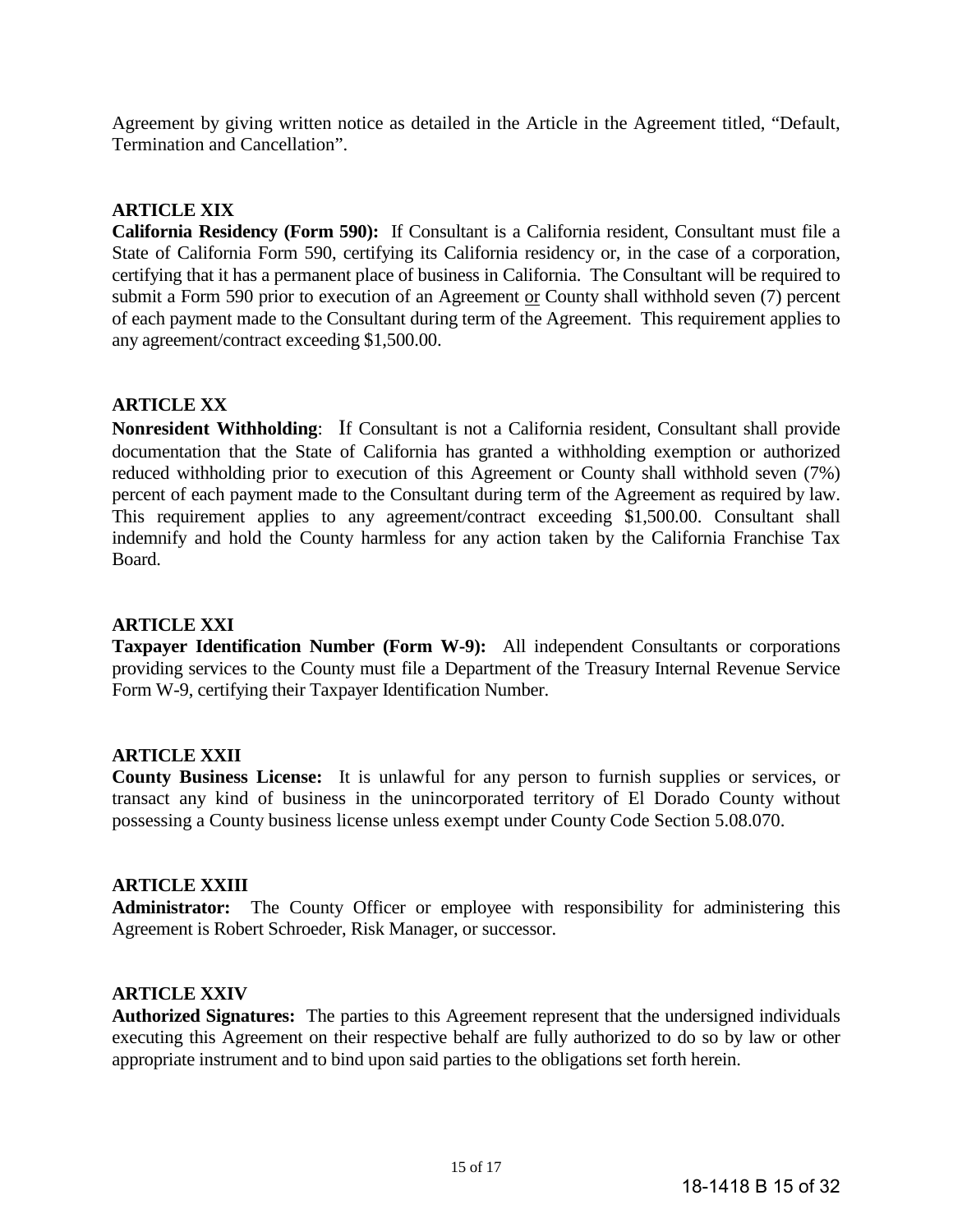Agreement by giving written notice as detailed in the Article in the Agreement titled, "Default, Termination and Cancellation".

### ARTICLE XIX

**California Residency (Form 590):** If Consultant is a California resident, Consultant must file a State of California Form 590, certifying its California residency or, in the case of a corporation, certifying that it has a permanent place of business in California. The Consultant will be required to submit a Form 590 prior to execution of an Agreement <u>or</u> County shall withhold seven (7) percent of each payment made to the Consultant during term of the Agreement. This requirement applies to any agreement/contract exceeding $1,500.00.

### ARTICLE XX

**Nonresident Withholding**: If Consultant is not a California resident, Consultant shall provide documentation that the State of California has granted a withholding exemption or authorized reduced withholding prior to execution of this Agreement or County shall withhold seven (7%) percent of each payment made to the Consultant during term of the Agreement as required by law. This requirement applies to any agreement/contract exceeding $1,500.00. Consultant shall indemnify and hold the County harmless for any action taken by the California Franchise Tax Board.

### ARTICLE XXI

**Taxpayer Identification Number (Form W-9):** All independent Consultants or corporations providing services to the County must file a Department of the Treasury Internal Revenue Service Form W-9, certifying their Taxpayer Identification Number.

### ARTICLE XXII

**County Business License:** It is unlawful for any person to furnish supplies or services, or transact any kind of business in the unincorporated territory of El Dorado County without possessing a County business license unless exempt under County Code Section 5.08.070.

### ARTICLE XXIII

**Administrator:** The County Officer or employee with responsibility for administering this Agreement is Robert Schroeder, Risk Manager, or successor.

### ARTICLE XXIV

**Authorized Signatures:** The parties to this Agreement represent that the undersigned individuals executing this Agreement on their respective behalf are fully authorized to do so by law or other appropriate instrument and to bind upon said parties to the obligations set forth herein.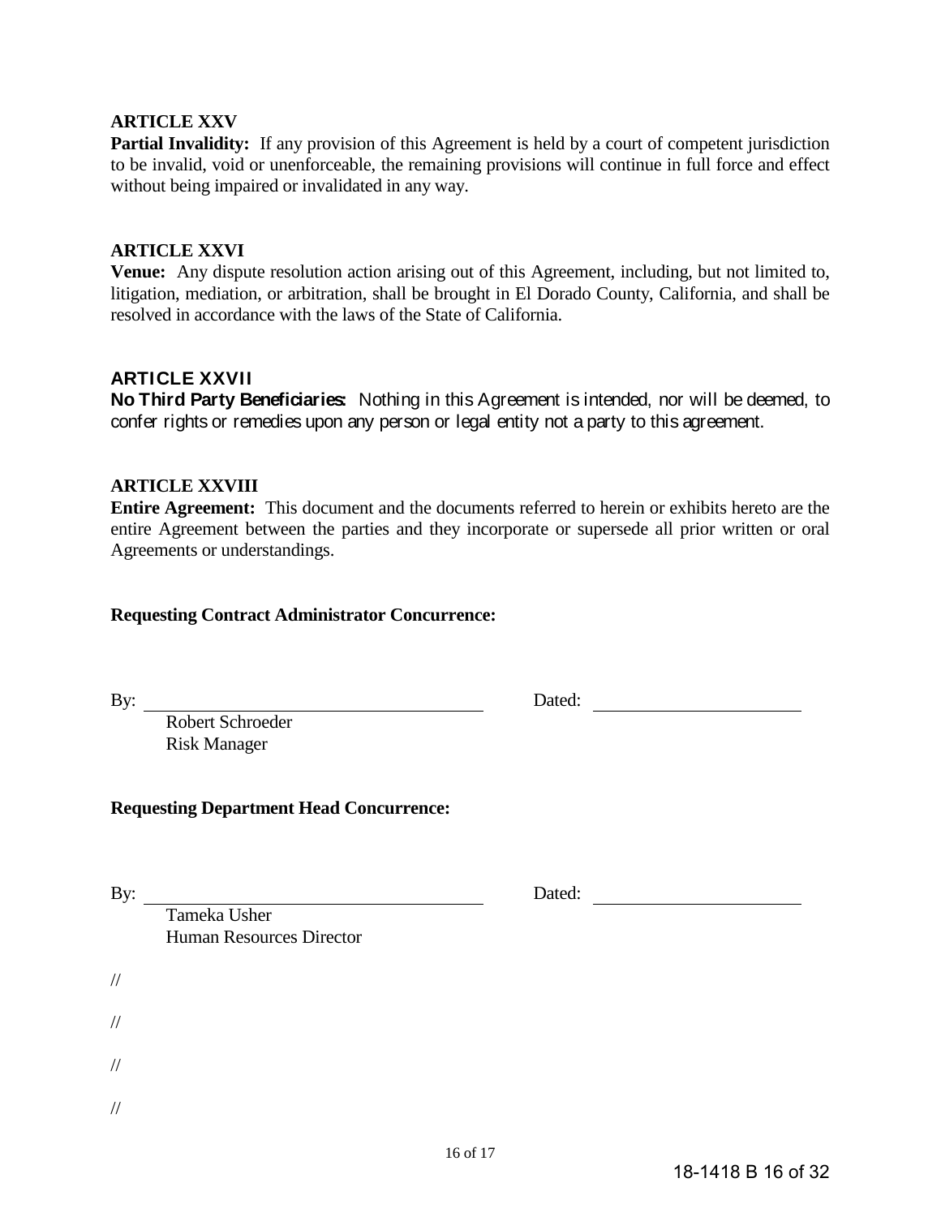**ARTICLE XXV**

**Partial Invalidity:** If any provision of this Agreement is held by a court of competent jurisdiction to be invalid, void or unenforceable, the remaining provisions will continue in full force and effect without being impaired or invalidated in any way.

**ARTICLE XXVI**

**Venue:** Any dispute resolution action arising out of this Agreement, including, but not limited to, litigation, mediation, or arbitration, shall be brought in El Dorado County, California, and shall be resolved in accordance with the laws of the State of California.

**ARTICLE XXVII**

**No Third Party Beneficiaries:** Nothing in this Agreement is intended, nor will be deemed, to confer rights or remedies upon any person or legal entity not a party to this agreement.

**ARTICLE XXVIII**

**Entire Agreement:** This document and the documents referred to herein or exhibits hereto are the entire Agreement between the parties and they incorporate or supersede all prior written or oral Agreements or understandings.

**Requesting Contract Administrator Concurrence:**

By: ______________________________ Dated: ____________________

Robert Schroeder
Risk Manager

**Requesting Department Head Concurrence:**

By: ______________________________ Dated: ____________________

Tameka Usher
Human Resources Director

//

//

//

//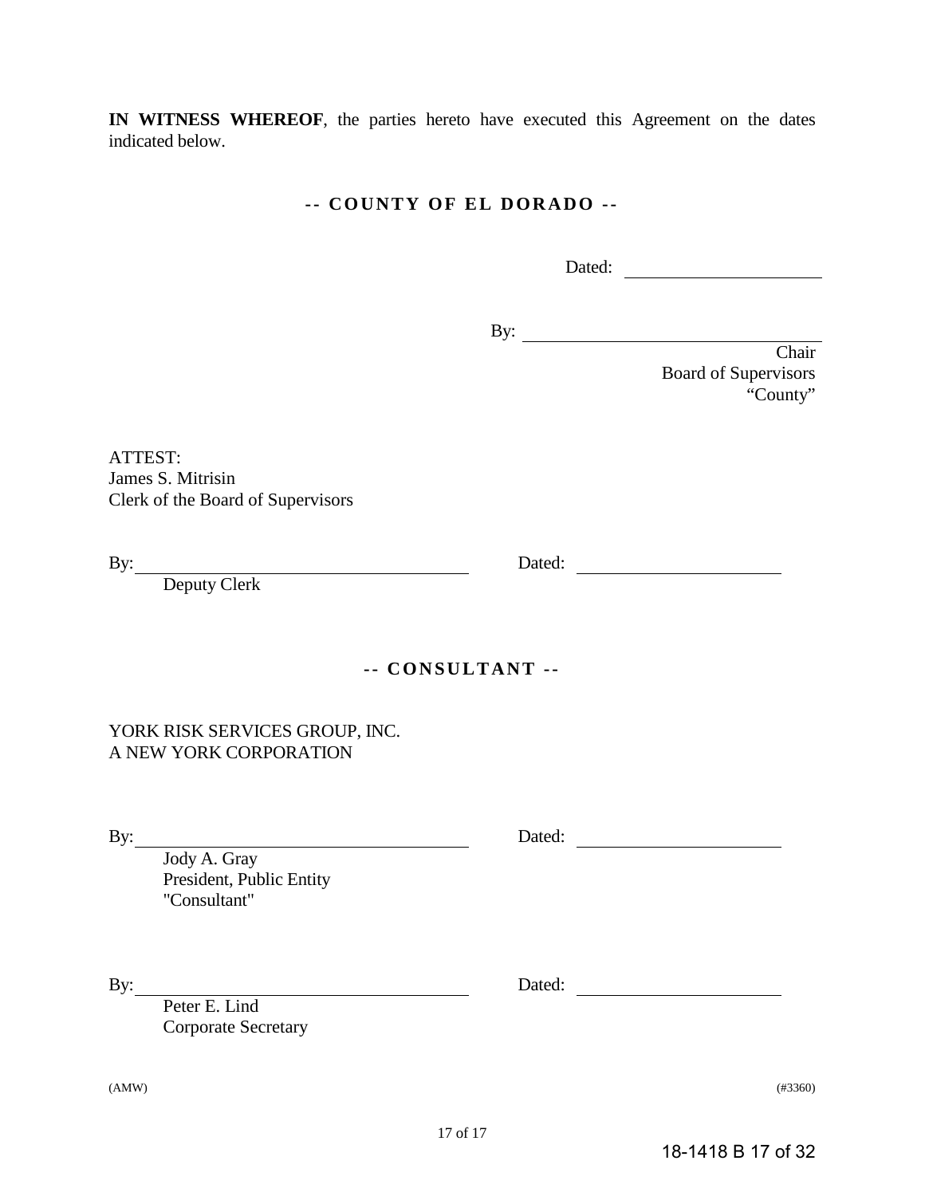**IN WITNESS WHEREOF**, the parties hereto have executed this Agreement on the dates indicated below.

**-- COUNTY OF EL DORADO --**

Dated: \_\_\_\_\_\_\_\_\_\_\_\_\_\_\_\_\_\_\_\_

By: \_\_\_\_\_\_\_\_\_\_\_\_\_\_\_\_\_\_\_\_\_\_\_\_\_\_\_\_\_\_
Chair
Board of Supervisors
"County"

ATTEST:
James S. Mitrisin
Clerk of the Board of Supervisors

By: \_\_\_\_\_\_\_\_\_\_\_\_\_\_\_\_\_\_\_\_\_\_\_\_\_\_\_\_\_\_ Dated: \_\_\_\_\_\_\_\_\_\_\_\_\_\_\_\_\_\_\_\_
Deputy Clerk

**-- CONSULTANT --**

YORK RISK SERVICES GROUP, INC.
A NEW YORK CORPORATION

By: \_\_\_\_\_\_\_\_\_\_\_\_\_\_\_\_\_\_\_\_\_\_\_\_\_\_\_\_\_\_ Dated: \_\_\_\_\_\_\_\_\_\_\_\_\_\_\_\_\_\_\_\_
Jody A. Gray
President, Public Entity
"Consultant"

By: \_\_\_\_\_\_\_\_\_\_\_\_\_\_\_\_\_\_\_\_\_\_\_\_\_\_\_\_\_\_ Dated: \_\_\_\_\_\_\_\_\_\_\_\_\_\_\_\_\_\_\_\_
Peter E. Lind
Corporate Secretary

(AMW) (#3360)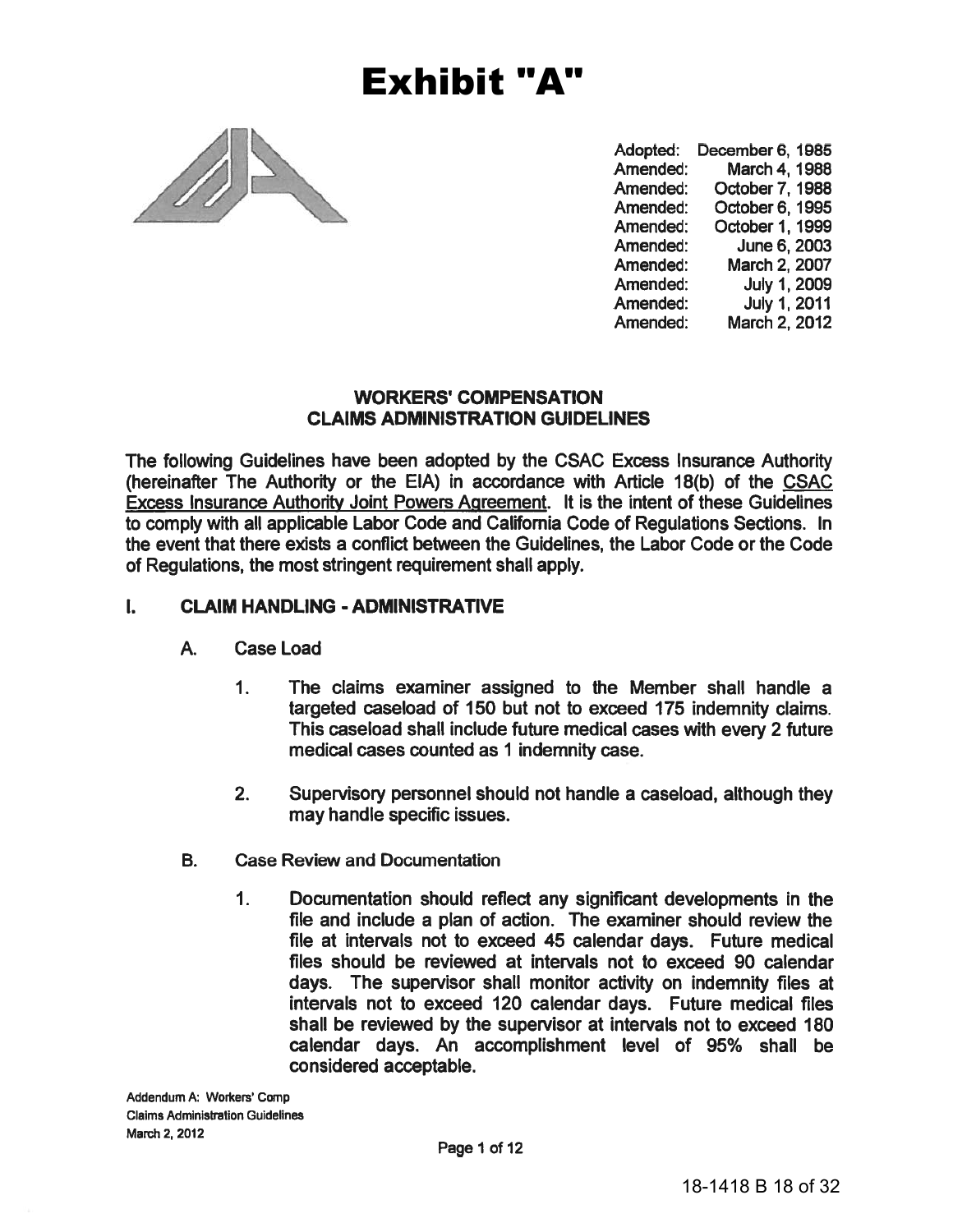# Exhibit "A"

| | |
|---|---|
| Adopted: | December 6, 1985 |
| Amended: | March 4, 1988 |
| Amended: | October 7, 1988 |
| Amended: | October 6, 1995 |
| Amended: | October 1, 1999 |
| Amended: | June 6, 2003 |
| Amended: | March 2, 2007 |
| Amended: | July 1, 2009 |
| Amended: | July 1, 2011 |
| Amended: | March 2, 2012 |

## WORKERS' COMPENSATION CLAIMS ADMINISTRATION GUIDELINES

The following Guidelines have been adopted by the CSAC Excess Insurance Authority (hereinafter The Authority or the EIA) in accordance with Article 18(b) of the CSAC Excess Insurance Authority Joint Powers Agreement. It is the intent of these Guidelines to comply with all applicable Labor Code and California Code of Regulations Sections. In the event that there exists a conflict between the Guidelines, the Labor Code or the Code of Regulations, the most stringent requirement shall apply.

### I. CLAIM HANDLING - ADMINISTRATIVE

A. Case Load

1. The claims examiner assigned to the Member shall handle a targeted caseload of 150 but not to exceed 175 indemnity claims. This caseload shall include future medical cases with every 2 future medical cases counted as 1 indemnity case.

2. Supervisory personnel should not handle a caseload, although they may handle specific issues.

B. Case Review and Documentation

1. Documentation should reflect any significant developments in the file and include a plan of action. The examiner should review the file at intervals not to exceed 45 calendar days. Future medical files should be reviewed at intervals not to exceed 90 calendar days. The supervisor shall monitor activity on indemnity files at intervals not to exceed 120 calendar days. Future medical files shall be reviewed by the supervisor at intervals not to exceed 180 calendar days. An accomplishment level of 95% shall be considered acceptable.

Addendum A: Workers' Comp
Claims Administration Guidelines
March 2, 2012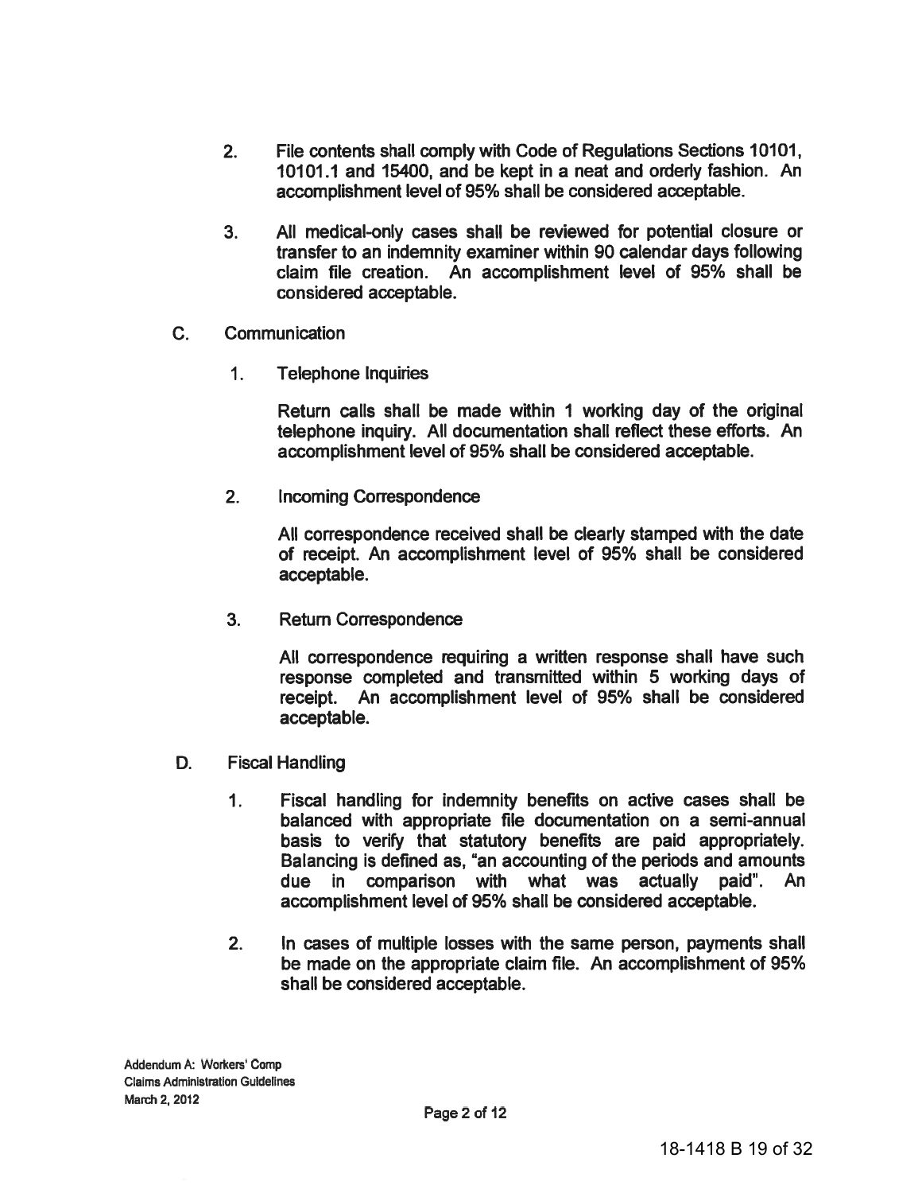2. File contents shall comply with Code of Regulations Sections 10101, 10101.1 and 15400, and be kept in a neat and orderly fashion. An accomplishment level of 95% shall be considered acceptable.

3. All medical-only cases shall be reviewed for potential closure or transfer to an indemnity examiner within 90 calendar days following claim file creation. An accomplishment level of 95% shall be considered acceptable.

C. Communication

1. Telephone Inquiries

Return calls shall be made within 1 working day of the original telephone inquiry. All documentation shall reflect these efforts. An accomplishment level of 95% shall be considered acceptable.

2. Incoming Correspondence

All correspondence received shall be clearly stamped with the date of receipt. An accomplishment level of 95% shall be considered acceptable.

3. Return Correspondence

All correspondence requiring a written response shall have such response completed and transmitted within 5 working days of receipt. An accomplishment level of 95% shall be considered acceptable.

D. Fiscal Handling

1. Fiscal handling for indemnity benefits on active cases shall be balanced with appropriate file documentation on a semi-annual basis to verify that statutory benefits are paid appropriately. Balancing is defined as, "an accounting of the periods and amounts due in comparison with what was actually paid". An accomplishment level of 95% shall be considered acceptable.

2. In cases of multiple losses with the same person, payments shall be made on the appropriate claim file. An accomplishment of 95% shall be considered acceptable.

Addendum A: Workers' Comp
Claims Administration Guidelines
March 2, 2012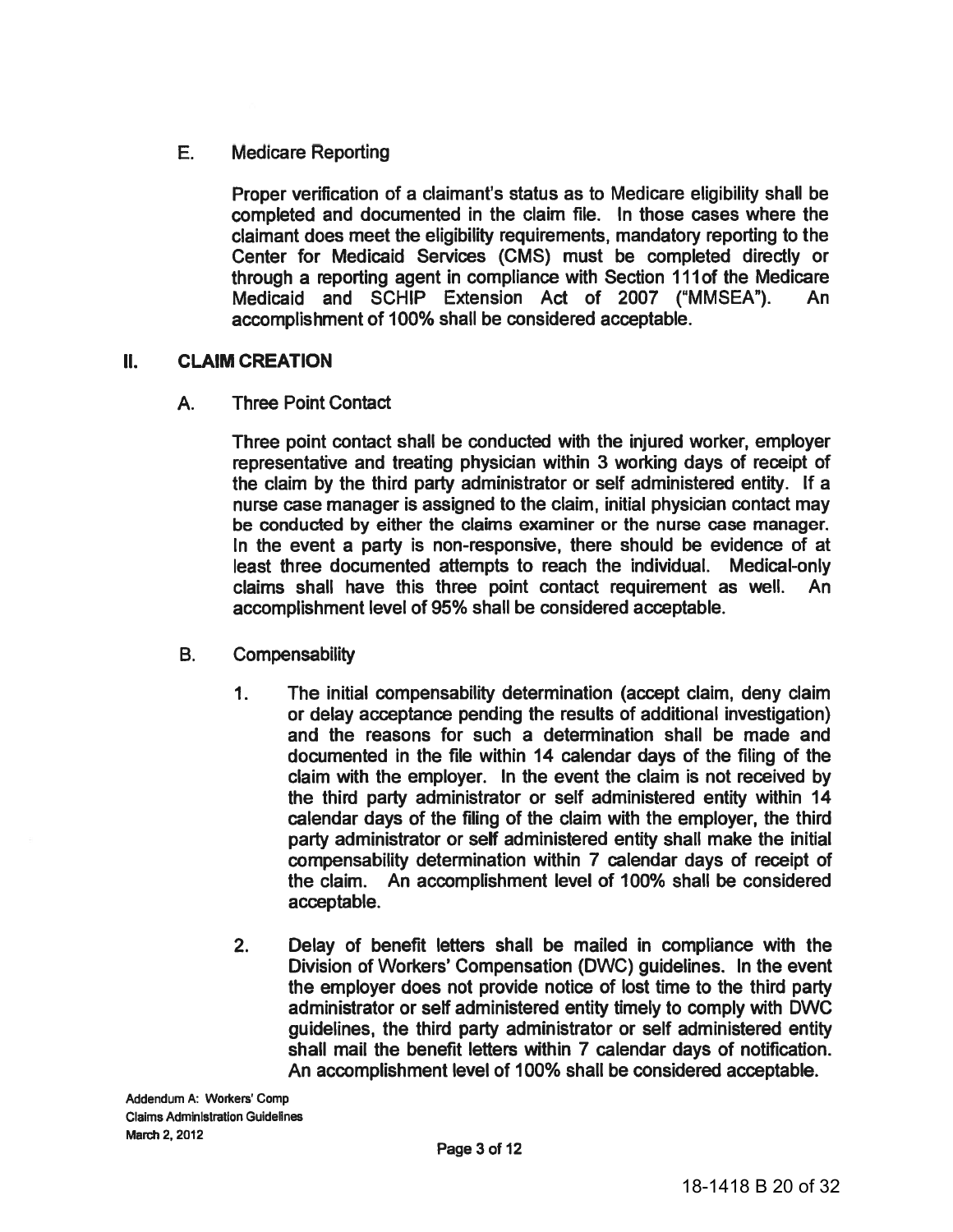E. Medicare Reporting

Proper verification of a claimant's status as to Medicare eligibility shall be completed and documented in the claim file. In those cases where the claimant does meet the eligibility requirements, mandatory reporting to the Center for Medicaid Services (CMS) must be completed directly or through a reporting agent in compliance with Section 111of the Medicare Medicaid and SCHIP Extension Act of 2007 ("MMSEA"). An accomplishment of 100% shall be considered acceptable.

## II. CLAIM CREATION

A. Three Point Contact

Three point contact shall be conducted with the injured worker, employer representative and treating physician within 3 working days of receipt of the claim by the third party administrator or self administered entity. If a nurse case manager is assigned to the claim, initial physician contact may be conducted by either the claims examiner or the nurse case manager. In the event a party is non-responsive, there should be evidence of at least three documented attempts to reach the individual. Medical-only claims shall have this three point contact requirement as well. An accomplishment level of 95% shall be considered acceptable.

B. Compensability

1. The initial compensability determination (accept claim, deny claim or delay acceptance pending the results of additional investigation) and the reasons for such a determination shall be made and documented in the file within 14 calendar days of the filing of the claim with the employer. In the event the claim is not received by the third party administrator or self administered entity within 14 calendar days of the filing of the claim with the employer, the third party administrator or self administered entity shall make the initial compensability determination within 7 calendar days of receipt of the claim. An accomplishment level of 100% shall be considered acceptable.

2. Delay of benefit letters shall be mailed in compliance with the Division of Workers' Compensation (DWC) guidelines. In the event the employer does not provide notice of lost time to the third party administrator or self administered entity timely to comply with DWC guidelines, the third party administrator or self administered entity shall mail the benefit letters within 7 calendar days of notification. An accomplishment level of 100% shall be considered acceptable.

Addendum A: Workers' Comp
Claims Administration Guidelines
March 2, 2012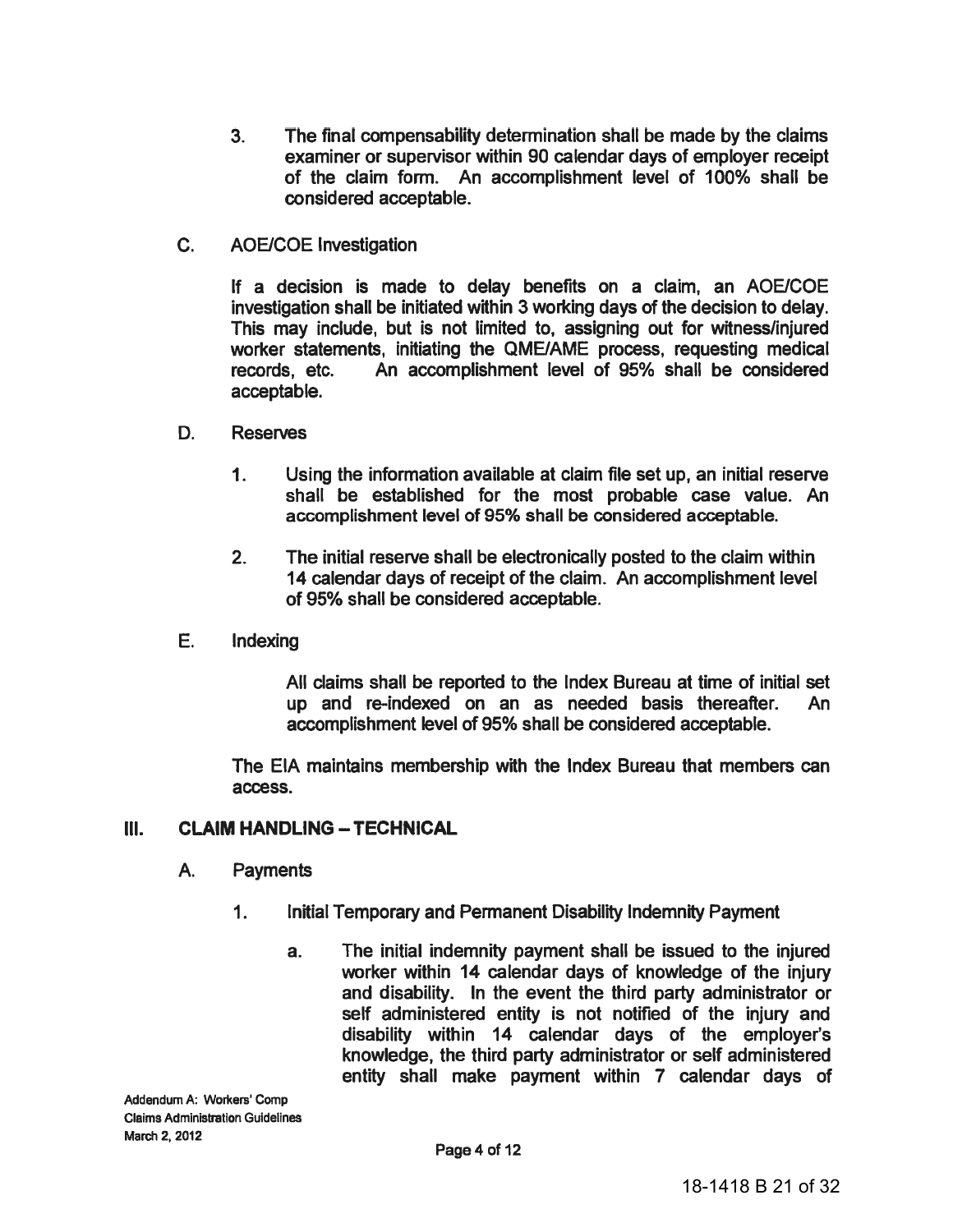3. The final compensability determination shall be made by the claims examiner or supervisor within 90 calendar days of employer receipt of the claim form. An accomplishment level of 100% shall be considered acceptable.

C. AOE/COE Investigation

If a decision is made to delay benefits on a claim, an AOE/COE investigation shall be initiated within 3 working days of the decision to delay. This may include, but is not limited to, assigning out for witness/injured worker statements, initiating the QME/AME process, requesting medical records, etc. An accomplishment level of 95% shall be considered acceptable.

D. Reserves

1. Using the information available at claim file set up, an initial reserve shall be established for the most probable case value. An accomplishment level of 95% shall be considered acceptable.

2. The initial reserve shall be electronically posted to the claim within 14 calendar days of receipt of the claim. An accomplishment level of 95% shall be considered acceptable.

E. Indexing

All claims shall be reported to the Index Bureau at time of initial set up and re-indexed on an as needed basis thereafter. An accomplishment level of 95% shall be considered acceptable.

The EIA maintains membership with the Index Bureau that members can access.

## III. CLAIM HANDLING – TECHNICAL

A. Payments

1. Initial Temporary and Permanent Disability Indemnity Payment

a. The initial indemnity payment shall be issued to the injured worker within 14 calendar days of knowledge of the injury and disability. In the event the third party administrator or self administered entity is not notified of the injury and disability within 14 calendar days of the employer's knowledge, the third party administrator or self administered entity shall make payment within 7 calendar days of

Addendum A: Workers' Comp
Claims Administration Guidelines
March 2, 2012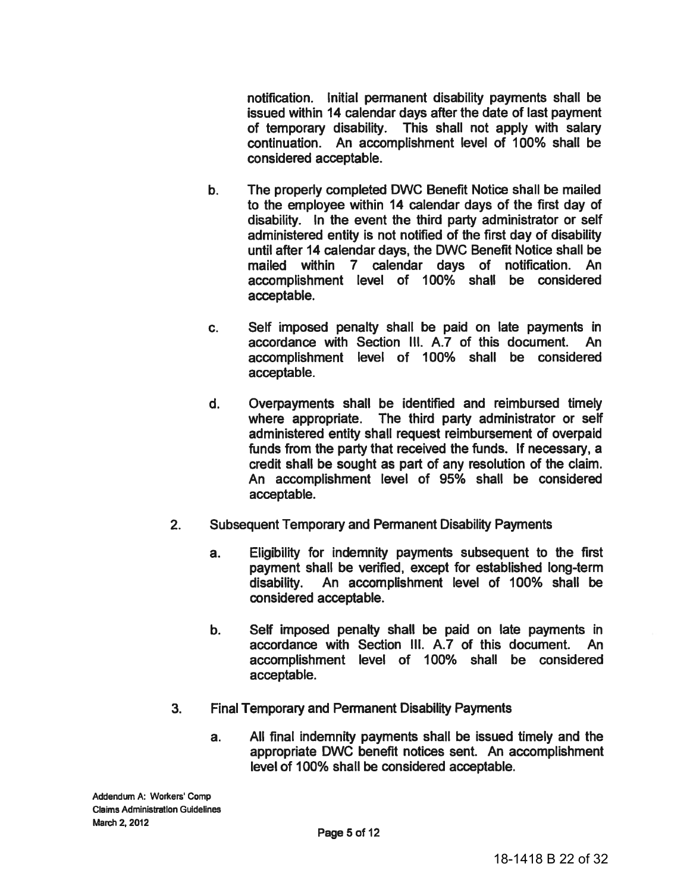notification. Initial permanent disability payments shall be issued within 14 calendar days after the date of last payment of temporary disability. This shall not apply with salary continuation. An accomplishment level of 100% shall be considered acceptable.

b. The properly completed DWC Benefit Notice shall be mailed to the employee within 14 calendar days of the first day of disability. In the event the third party administrator or self administered entity is not notified of the first day of disability until after 14 calendar days, the DWC Benefit Notice shall be mailed within 7 calendar days of notification. An accomplishment level of 100% shall be considered acceptable.

c. Self imposed penalty shall be paid on late payments in accordance with Section III. A.7 of this document. An accomplishment level of 100% shall be considered acceptable.

d. Overpayments shall be identified and reimbursed timely where appropriate. The third party administrator or self administered entity shall request reimbursement of overpaid funds from the party that received the funds. If necessary, a credit shall be sought as part of any resolution of the claim. An accomplishment level of 95% shall be considered acceptable.

2. Subsequent Temporary and Permanent Disability Payments

   a. Eligibility for indemnity payments subsequent to the first payment shall be verified, except for established long-term disability. An accomplishment level of 100% shall be considered acceptable.

   b. Self imposed penalty shall be paid on late payments in accordance with Section III. A.7 of this document. An accomplishment level of 100% shall be considered acceptable.

3. Final Temporary and Permanent Disability Payments

   a. All final indemnity payments shall be issued timely and the appropriate DWC benefit notices sent. An accomplishment level of 100% shall be considered acceptable.

Addendum A: Workers' Comp
Claims Administration Guidelines
March 2, 2012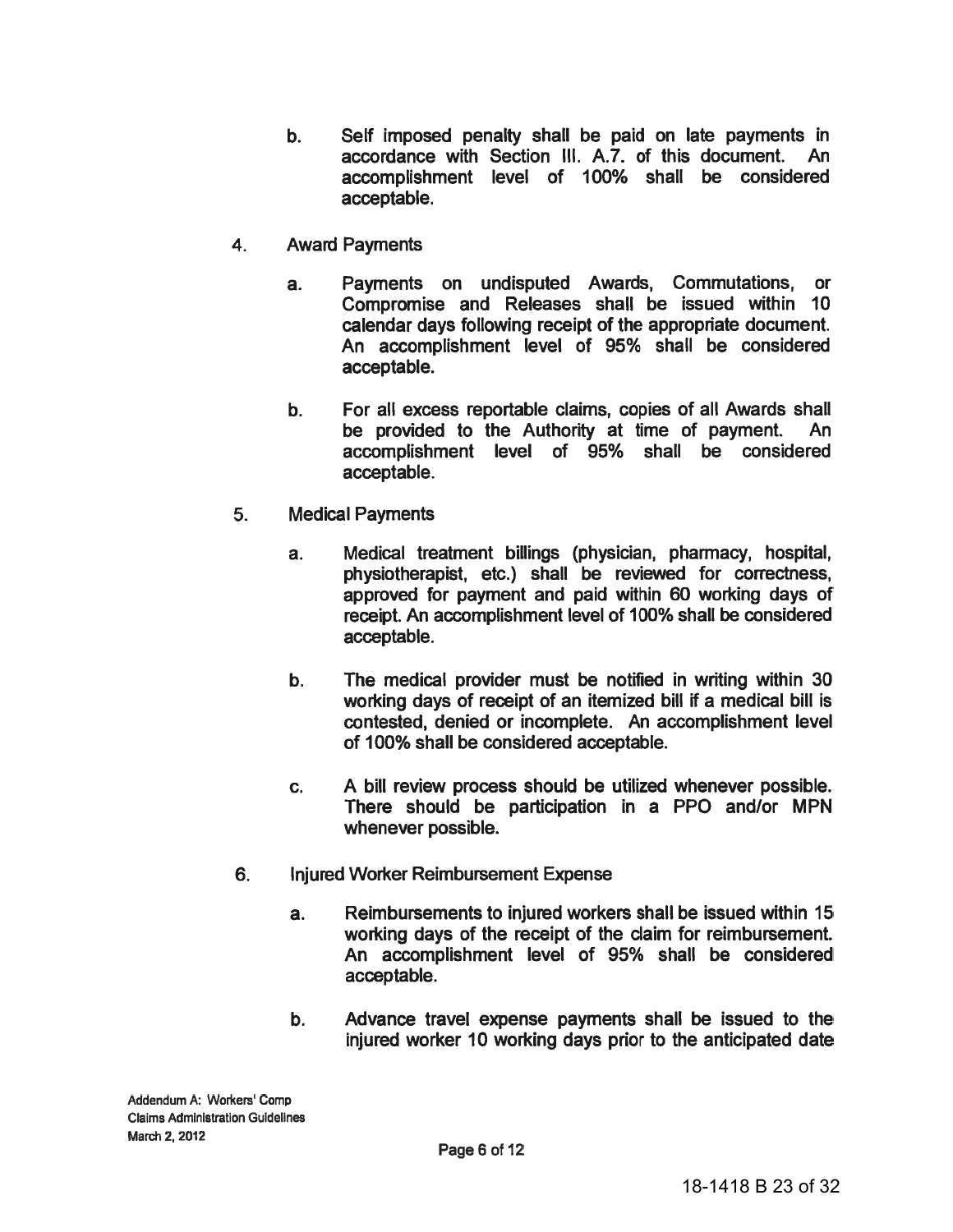b. Self imposed penalty shall be paid on late payments in accordance with Section III. A.7. of this document. An accomplishment level of 100% shall be considered acceptable.

4. Award Payments

   a. Payments on undisputed Awards, Commutations, or Compromise and Releases shall be issued within 10 calendar days following receipt of the appropriate document. An accomplishment level of 95% shall be considered acceptable.

   b. For all excess reportable claims, copies of all Awards shall be provided to the Authority at time of payment. An accomplishment level of 95% shall be considered acceptable.

5. Medical Payments

   a. Medical treatment billings (physician, pharmacy, hospital, physiotherapist, etc.) shall be reviewed for correctness, approved for payment and paid within 60 working days of receipt. An accomplishment level of 100% shall be considered acceptable.

   b. The medical provider must be notified in writing within 30 working days of receipt of an itemized bill if a medical bill is contested, denied or incomplete. An accomplishment level of 100% shall be considered acceptable.

   c. A bill review process should be utilized whenever possible. There should be participation in a PPO and/or MPN whenever possible.

6. Injured Worker Reimbursement Expense

   a. Reimbursements to injured workers shall be issued within 15 working days of the receipt of the claim for reimbursement. An accomplishment level of 95% shall be considered acceptable.

   b. Advance travel expense payments shall be issued to the injured worker 10 working days prior to the anticipated date

Addendum A: Workers' Comp
Claims Administration Guidelines
March 2, 2012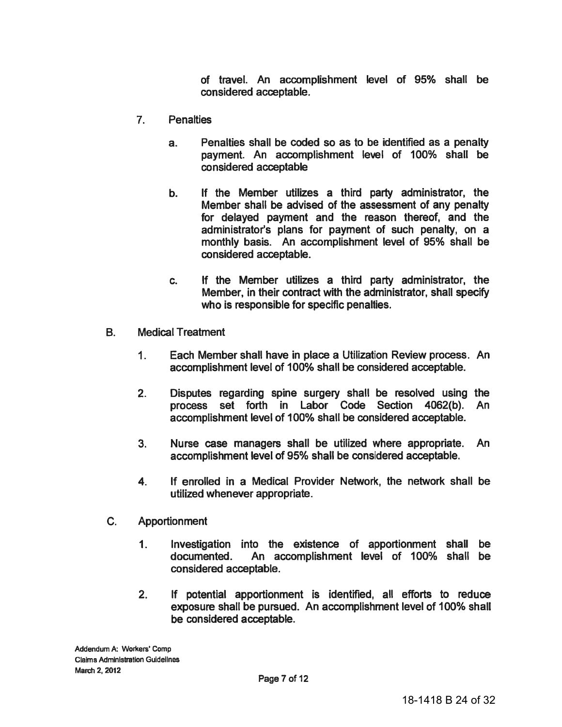of travel. An accomplishment level of 95% shall be considered acceptable.

7. Penalties

   a. Penalties shall be coded so as to be identified as a penalty payment. An accomplishment level of 100% shall be considered acceptable

   b. If the Member utilizes a third party administrator, the Member shall be advised of the assessment of any penalty for delayed payment and the reason thereof, and the administrator's plans for payment of such penalty, on a monthly basis. An accomplishment level of 95% shall be considered acceptable.

   c. If the Member utilizes a third party administrator, the Member, in their contract with the administrator, shall specify who is responsible for specific penalties.

B. Medical Treatment

   1. Each Member shall have in place a Utilization Review process. An accomplishment level of 100% shall be considered acceptable.

   2. Disputes regarding spine surgery shall be resolved using the process set forth in Labor Code Section 4062(b). An accomplishment level of 100% shall be considered acceptable.

   3. Nurse case managers shall be utilized where appropriate. An accomplishment level of 95% shall be considered acceptable.

   4. If enrolled in a Medical Provider Network, the network shall be utilized whenever appropriate.

C. Apportionment

   1. Investigation into the existence of apportionment shall be documented. An accomplishment level of 100% shall be considered acceptable.

   2. If potential apportionment is identified, all efforts to reduce exposure shall be pursued. An accomplishment level of 100% shall be considered acceptable.

Addendum A: Workers' Comp
Claims Administration Guidelines
March 2, 2012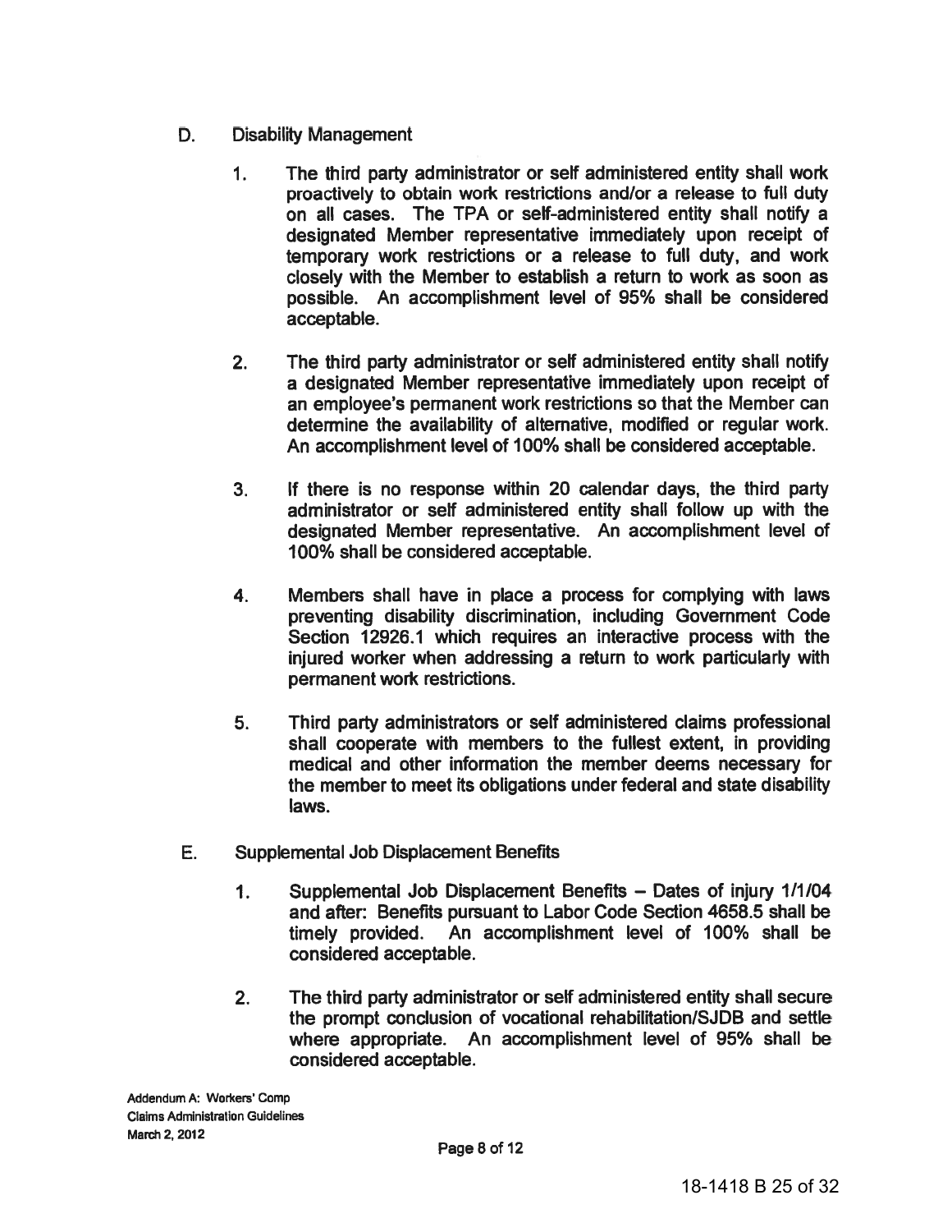D. Disability Management

1. The third party administrator or self administered entity shall work proactively to obtain work restrictions and/or a release to full duty on all cases. The TPA or self-administered entity shall notify a designated Member representative immediately upon receipt of temporary work restrictions or a release to full duty, and work closely with the Member to establish a return to work as soon as possible. An accomplishment level of 95% shall be considered acceptable.

2. The third party administrator or self administered entity shall notify a designated Member representative immediately upon receipt of an employee's permanent work restrictions so that the Member can determine the availability of alternative, modified or regular work. An accomplishment level of 100% shall be considered acceptable.

3. If there is no response within 20 calendar days, the third party administrator or self administered entity shall follow up with the designated Member representative. An accomplishment level of 100% shall be considered acceptable.

4. Members shall have in place a process for complying with laws preventing disability discrimination, including Government Code Section 12926.1 which requires an interactive process with the injured worker when addressing a return to work particularly with permanent work restrictions.

5. Third party administrators or self administered claims professional shall cooperate with members to the fullest extent, in providing medical and other information the member deems necessary for the member to meet its obligations under federal and state disability laws.

E. Supplemental Job Displacement Benefits

1. Supplemental Job Displacement Benefits – Dates of injury 1/1/04 and after: Benefits pursuant to Labor Code Section 4658.5 shall be timely provided. An accomplishment level of 100% shall be considered acceptable.

2. The third party administrator or self administered entity shall secure the prompt conclusion of vocational rehabilitation/SJDB and settle where appropriate. An accomplishment level of 95% shall be considered acceptable.

Addendum A: Workers' Comp
Claims Administration Guidelines
March 2, 2012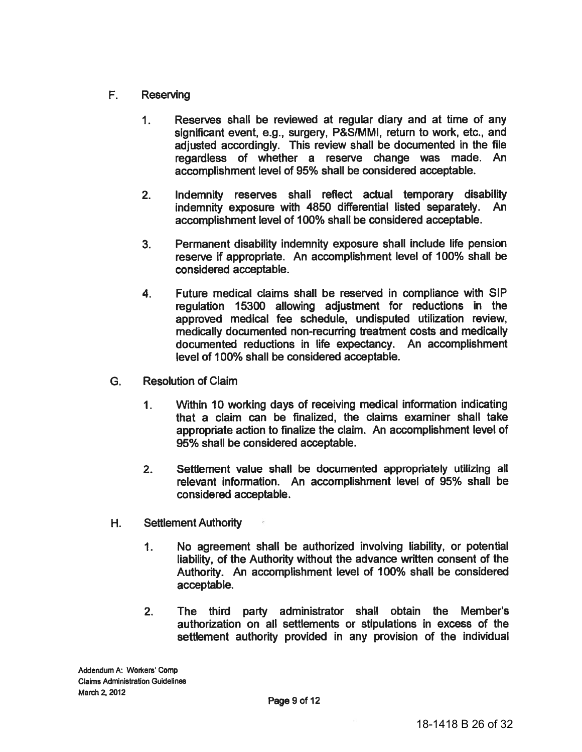F. Reserving

1. Reserves shall be reviewed at regular diary and at time of any significant event, e.g., surgery, P&S/MMI, return to work, etc., and adjusted accordingly. This review shall be documented in the file regardless of whether a reserve change was made. An accomplishment level of 95% shall be considered acceptable.

2. Indemnity reserves shall reflect actual temporary disability indemnity exposure with 4850 differential listed separately. An accomplishment level of 100% shall be considered acceptable.

3. Permanent disability indemnity exposure shall include life pension reserve if appropriate. An accomplishment level of 100% shall be considered acceptable.

4. Future medical claims shall be reserved in compliance with SIP regulation 15300 allowing adjustment for reductions in the approved medical fee schedule, undisputed utilization review, medically documented non-recurring treatment costs and medically documented reductions in life expectancy. An accomplishment level of 100% shall be considered acceptable.

G. Resolution of Claim

1. Within 10 working days of receiving medical information indicating that a claim can be finalized, the claims examiner shall take appropriate action to finalize the claim. An accomplishment level of 95% shall be considered acceptable.

2. Settlement value shall be documented appropriately utilizing all relevant information. An accomplishment level of 95% shall be considered acceptable.

H. Settlement Authority

1. No agreement shall be authorized involving liability, or potential liability, of the Authority without the advance written consent of the Authority. An accomplishment level of 100% shall be considered acceptable.

2. The third party administrator shall obtain the Member's authorization on all settlements or stipulations in excess of the settlement authority provided in any provision of the individual

Addendum A: Workers' Comp
Claims Administration Guidelines
March 2, 2012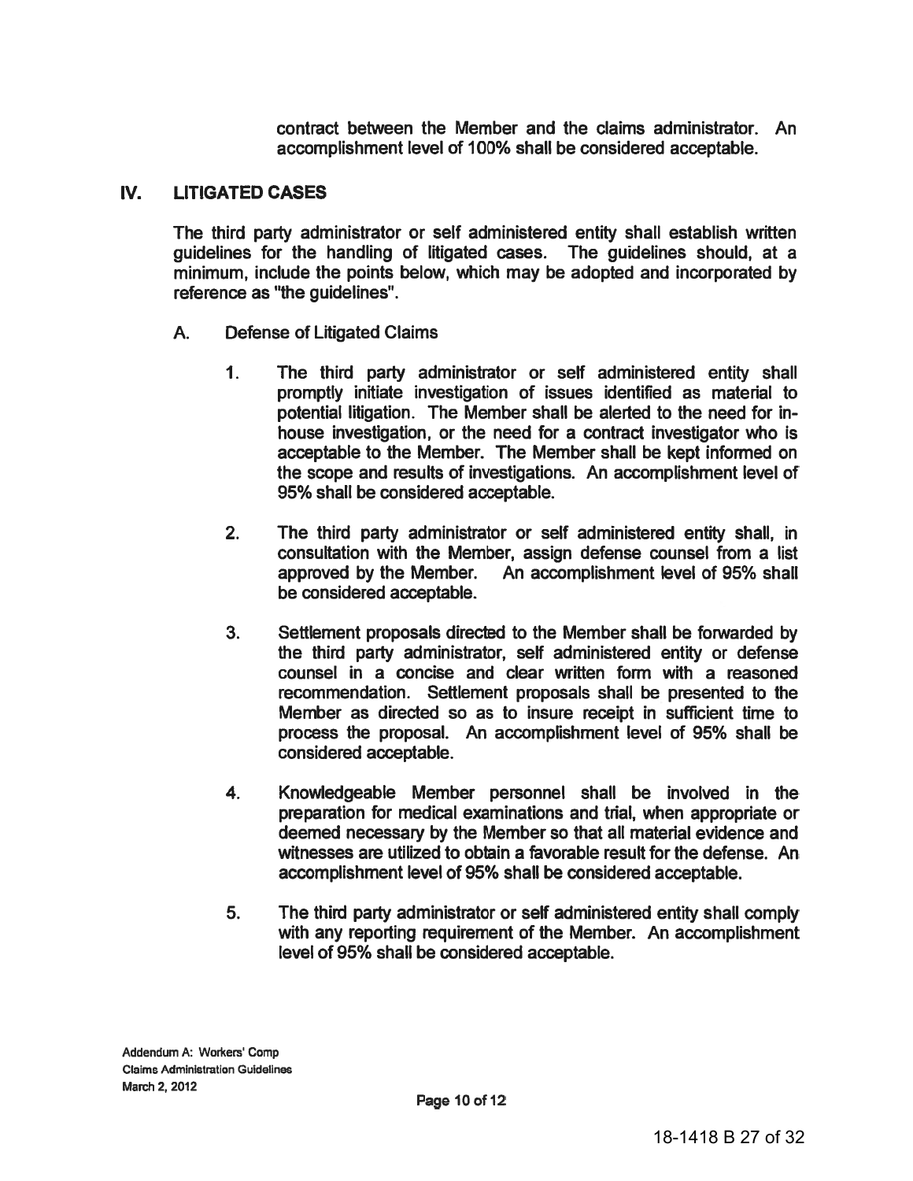contract between the Member and the claims administrator. An accomplishment level of 100% shall be considered acceptable.

## IV. LITIGATED CASES

The third party administrator or self administered entity shall establish written guidelines for the handling of litigated cases. The guidelines should, at a minimum, include the points below, which may be adopted and incorporated by reference as "the guidelines".

A. Defense of Litigated Claims

1. The third party administrator or self administered entity shall promptly initiate investigation of issues identified as material to potential litigation. The Member shall be alerted to the need for in-house investigation, or the need for a contract investigator who is acceptable to the Member. The Member shall be kept informed on the scope and results of investigations. An accomplishment level of 95% shall be considered acceptable.

2. The third party administrator or self administered entity shall, in consultation with the Member, assign defense counsel from a list approved by the Member. An accomplishment level of 95% shall be considered acceptable.

3. Settlement proposals directed to the Member shall be forwarded by the third party administrator, self administered entity or defense counsel in a concise and clear written form with a reasoned recommendation. Settlement proposals shall be presented to the Member as directed so as to insure receipt in sufficient time to process the proposal. An accomplishment level of 95% shall be considered acceptable.

4. Knowledgeable Member personnel shall be involved in the preparation for medical examinations and trial, when appropriate or deemed necessary by the Member so that all material evidence and witnesses are utilized to obtain a favorable result for the defense. An accomplishment level of 95% shall be considered acceptable.

5. The third party administrator or self administered entity shall comply with any reporting requirement of the Member. An accomplishment level of 95% shall be considered acceptable.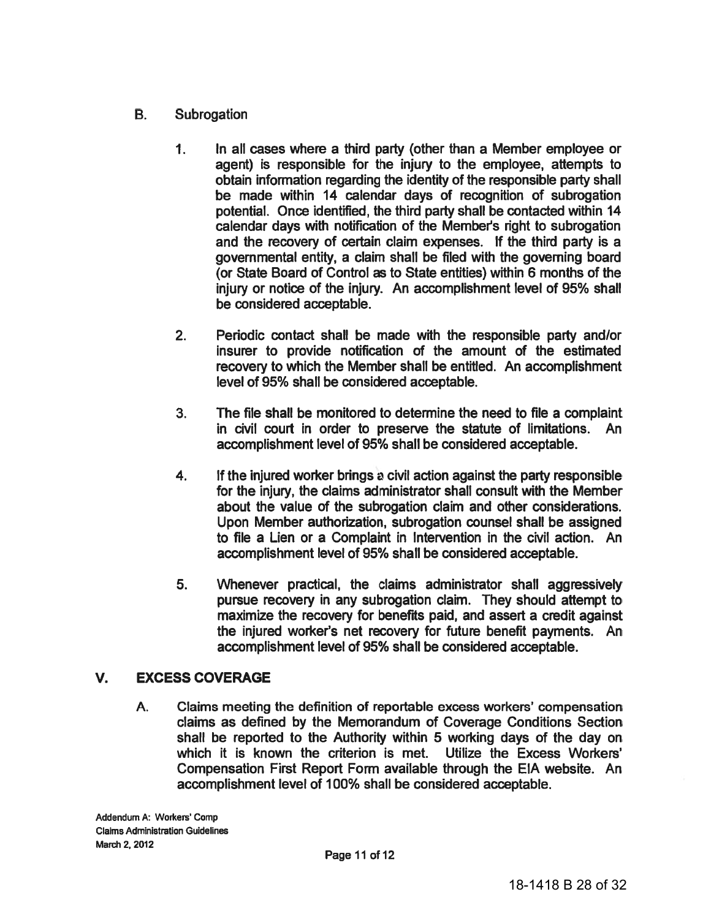### B. Subrogation

1. In all cases where a third party (other than a Member employee or agent) is responsible for the injury to the employee, attempts to obtain information regarding the identity of the responsible party shall be made within 14 calendar days of recognition of subrogation potential. Once identified, the third party shall be contacted within 14 calendar days with notification of the Member's right to subrogation and the recovery of certain claim expenses. If the third party is a governmental entity, a claim shall be filed with the governing board (or State Board of Control as to State entities) within 6 months of the injury or notice of the injury. An accomplishment level of 95% shall be considered acceptable.

2. Periodic contact shall be made with the responsible party and/or insurer to provide notification of the amount of the estimated recovery to which the Member shall be entitled. An accomplishment level of 95% shall be considered acceptable.

3. The file shall be monitored to determine the need to file a complaint in civil court in order to preserve the statute of limitations. An accomplishment level of 95% shall be considered acceptable.

4. If the injured worker brings a civil action against the party responsible for the injury, the claims administrator shall consult with the Member about the value of the subrogation claim and other considerations. Upon Member authorization, subrogation counsel shall be assigned to file a Lien or a Complaint in Intervention in the civil action. An accomplishment level of 95% shall be considered acceptable.

5. Whenever practical, the claims administrator shall aggressively pursue recovery in any subrogation claim. They should attempt to maximize the recovery for benefits paid, and assert a credit against the injured worker's net recovery for future benefit payments. An accomplishment level of 95% shall be considered acceptable.

## V. EXCESS COVERAGE

A. Claims meeting the definition of reportable excess workers' compensation claims as defined by the Memorandum of Coverage Conditions Section shall be reported to the Authority within 5 working days of the day on which it is known the criterion is met. Utilize the Excess Workers' Compensation First Report Form available through the EIA website. An accomplishment level of 100% shall be considered acceptable.

Addendum A: Workers' Comp
Claims Administration Guidelines
March 2, 2012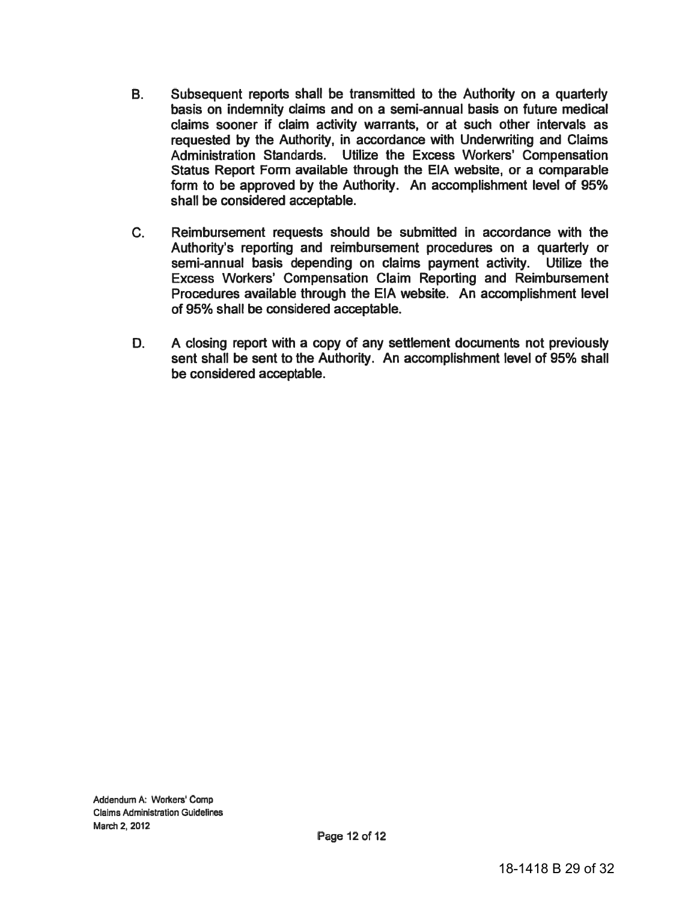B. Subsequent reports shall be transmitted to the Authority on a quarterly basis on indemnity claims and on a semi-annual basis on future medical claims sooner if claim activity warrants, or at such other intervals as requested by the Authority, in accordance with Underwriting and Claims Administration Standards. Utilize the Excess Workers' Compensation Status Report Form available through the EIA website, or a comparable form to be approved by the Authority. An accomplishment level of 95% shall be considered acceptable.

C. Reimbursement requests should be submitted in accordance with the Authority's reporting and reimbursement procedures on a quarterly or semi-annual basis depending on claims payment activity. Utilize the Excess Workers' Compensation Claim Reporting and Reimbursement Procedures available through the EIA website. An accomplishment level of 95% shall be considered acceptable.

D. A closing report with a copy of any settlement documents not previously sent shall be sent to the Authority. An accomplishment level of 95% shall be considered acceptable.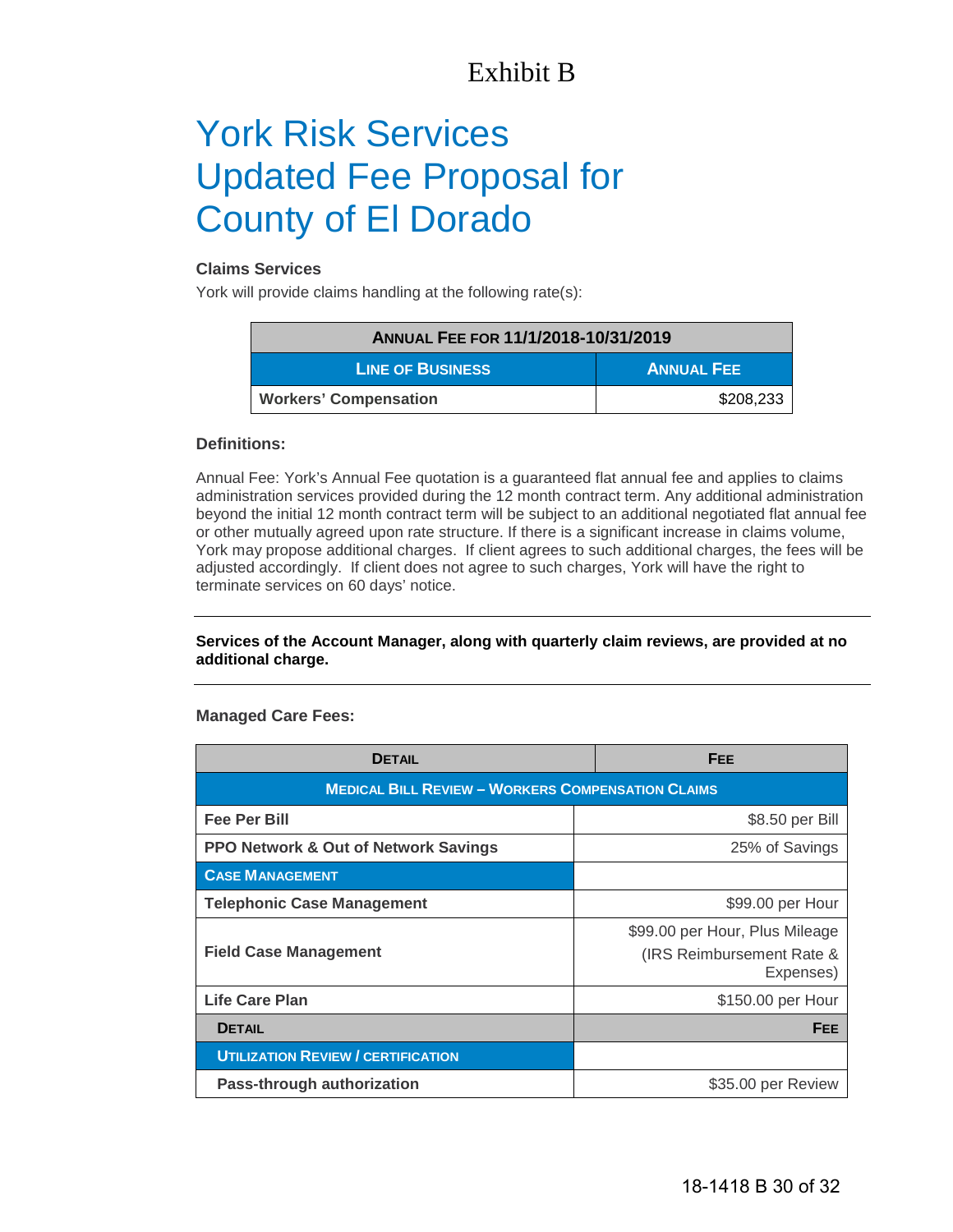Exhibit B

# York Risk Services Updated Fee Proposal for County of El Dorado

**Claims Services**

York will provide claims handling at the following rate(s):

| ANNUAL FEE FOR 11/1/2018-10/31/2019 | |
|---|---|
| **LINE OF BUSINESS** | **ANNUAL FEE** |
| **Workers' Compensation** | $208,233 |

**Definitions:**

Annual Fee: York's Annual Fee quotation is a guaranteed flat annual fee and applies to claims administration services provided during the 12 month contract term. Any additional administration beyond the initial 12 month contract term will be subject to an additional negotiated flat annual fee or other mutually agreed upon rate structure. If there is a significant increase in claims volume, York may propose additional charges. If client agrees to such additional charges, the fees will be adjusted accordingly. If client does not agree to such charges, York will have the right to terminate services on 60 days' notice.

---

**Services of the Account Manager, along with quarterly claim reviews, are provided at no additional charge.**

---

**Managed Care Fees:**

| DETAIL | FEE |
|---|---|
| **MEDICAL BILL REVIEW – WORKERS COMPENSATION CLAIMS** | |
| **Fee Per Bill** | $8.50 per Bill |
| **PPO Network & Out of Network Savings** | 25% of Savings |
| **CASE MANAGEMENT** | |
| **Telephonic Case Management** | $99.00 per Hour |
| **Field Case Management** | $99.00 per Hour, Plus Mileage (IRS Reimbursement Rate & Expenses) |
| **Life Care Plan** | $150.00 per Hour |
| **DETAIL** | **FEE** |
| **UTILIZATION REVIEW / CERTIFICATION** | |
| **Pass-through authorization** | $35.00 per Review |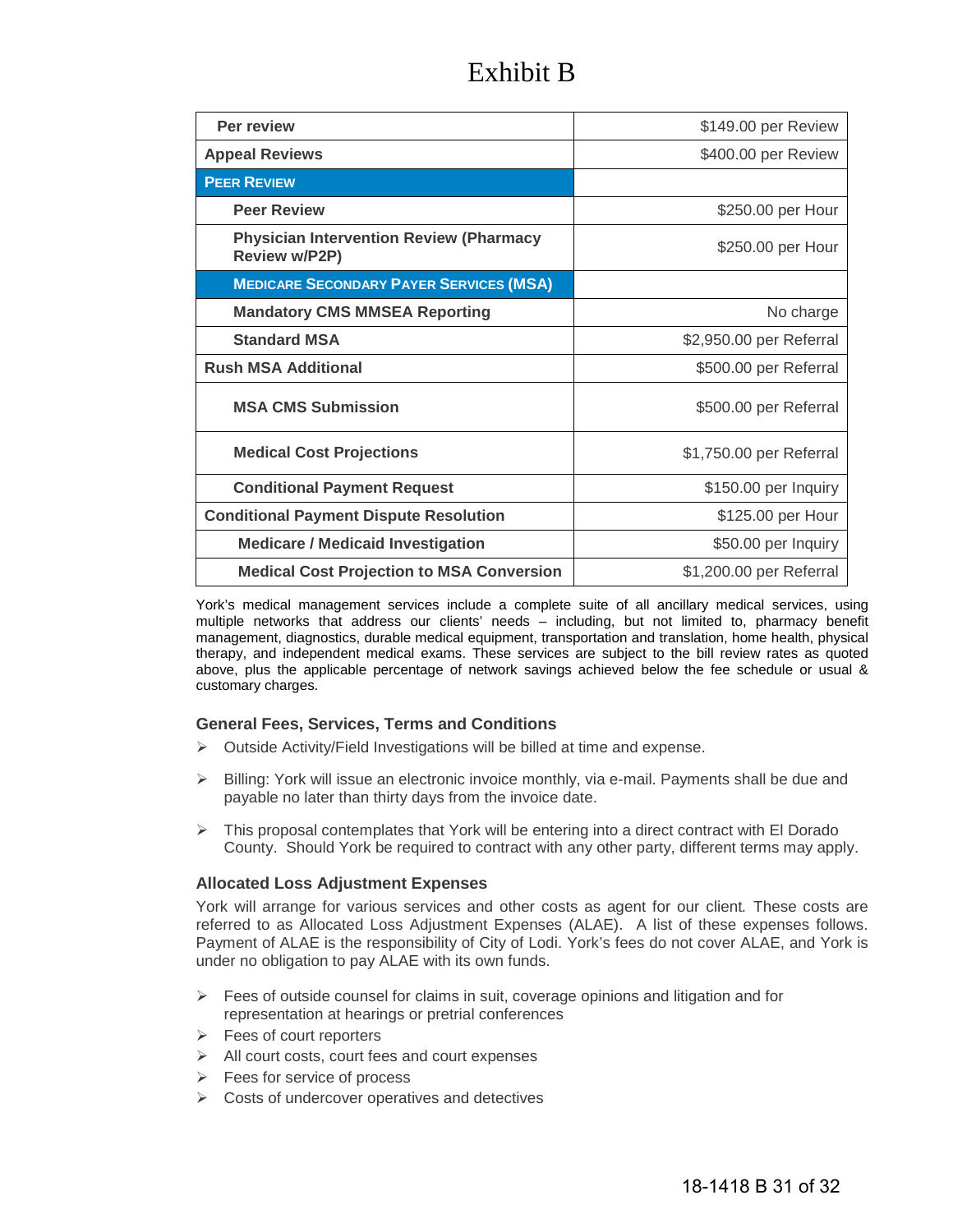# Exhibit B

| | |
|---|---|
| **Per review** | $149.00 per Review |
| **Appeal Reviews** | $400.00 per Review |
| **PEER REVIEW** | |
| **Peer Review** | $250.00 per Hour |
| **Physician Intervention Review (Pharmacy Review w/P2P)** | $250.00 per Hour |
| **MEDICARE SECONDARY PAYER SERVICES (MSA)** | |
| **Mandatory CMS MMSEA Reporting** | No charge |
| **Standard MSA** | $2,950.00 per Referral |
| **Rush MSA Additional** | $500.00 per Referral |
| **MSA CMS Submission** | $500.00 per Referral |
| **Medical Cost Projections** | $1,750.00 per Referral |
| **Conditional Payment Request** | $150.00 per Inquiry |
| **Conditional Payment Dispute Resolution** | $125.00 per Hour |
| **Medicare / Medicaid Investigation** | $50.00 per Inquiry |
| **Medical Cost Projection to MSA Conversion** | $1,200.00 per Referral |

York's medical management services include a complete suite of all ancillary medical services, using multiple networks that address our clients' needs – including, but not limited to, pharmacy benefit management, diagnostics, durable medical equipment, transportation and translation, home health, physical therapy, and independent medical exams. These services are subject to the bill review rates as quoted above, plus the applicable percentage of network savings achieved below the fee schedule or usual & customary charges.

### General Fees, Services, Terms and Conditions

- Outside Activity/Field Investigations will be billed at time and expense.
- Billing: York will issue an electronic invoice monthly, via e-mail. Payments shall be due and payable no later than thirty days from the invoice date.
- This proposal contemplates that York will be entering into a direct contract with El Dorado County. Should York be required to contract with any other party, different terms may apply.

### Allocated Loss Adjustment Expenses

York will arrange for various services and other costs as agent for our client. These costs are referred to as Allocated Loss Adjustment Expenses (ALAE). A list of these expenses follows. Payment of ALAE is the responsibility of City of Lodi. York's fees do not cover ALAE, and York is under no obligation to pay ALAE with its own funds.

- Fees of outside counsel for claims in suit, coverage opinions and litigation and for representation at hearings or pretrial conferences
- Fees of court reporters
- All court costs, court fees and court expenses
- Fees for service of process
- Costs of undercover operatives and detectives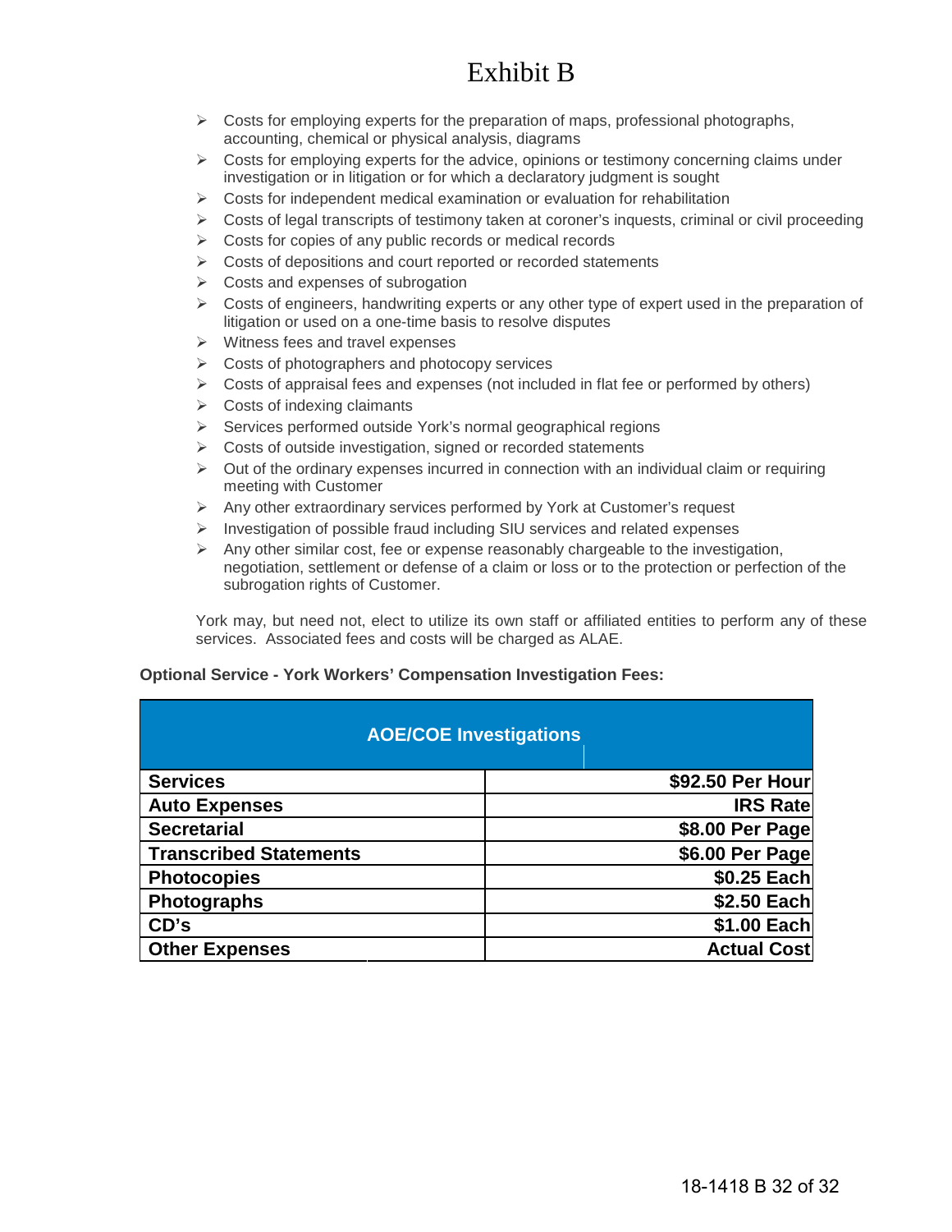# Exhibit B

- Costs for employing experts for the preparation of maps, professional photographs, accounting, chemical or physical analysis, diagrams
- Costs for employing experts for the advice, opinions or testimony concerning claims under investigation or in litigation or for which a declaratory judgment is sought
- Costs for independent medical examination or evaluation for rehabilitation
- Costs of legal transcripts of testimony taken at coroner's inquests, criminal or civil proceeding
- Costs for copies of any public records or medical records
- Costs of depositions and court reported or recorded statements
- Costs and expenses of subrogation
- Costs of engineers, handwriting experts or any other type of expert used in the preparation of litigation or used on a one-time basis to resolve disputes
- Witness fees and travel expenses
- Costs of photographers and photocopy services
- Costs of appraisal fees and expenses (not included in flat fee or performed by others)
- Costs of indexing claimants
- Services performed outside York's normal geographical regions
- Costs of outside investigation, signed or recorded statements
- Out of the ordinary expenses incurred in connection with an individual claim or requiring meeting with Customer
- Any other extraordinary services performed by York at Customer's request
- Investigation of possible fraud including SIU services and related expenses
- Any other similar cost, fee or expense reasonably chargeable to the investigation, negotiation, settlement or defense of a claim or loss or to the protection or perfection of the subrogation rights of Customer.

York may, but need not, elect to utilize its own staff or affiliated entities to perform any of these services. Associated fees and costs will be charged as ALAE.

**Optional Service - York Workers' Compensation Investigation Fees:**

| AOE/COE Investigations | |
|---|---|
| **Services** | **$92.50 Per Hour** |
| **Auto Expenses** | **IRS Rate** |
| **Secretarial** | **$8.00 Per Page** |
| **Transcribed Statements** | **$6.00 Per Page** |
| **Photocopies** | **$0.25 Each** |
| **Photographs** | **$2.50 Each** |
| **CD's** | **$1.00 Each** |
| **Other Expenses** | **Actual Cost** |